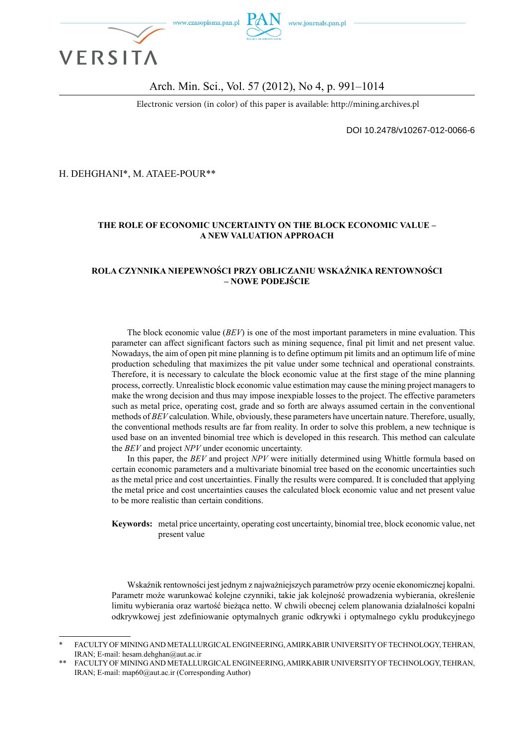H. DEHGHANI*, M. ATAEE-POUR**

# THE ROLE OF ECONOMIC UNCERTAINTY ON THE BLOCK ECONOMIC VALUE – A NEW VALUATION APPROACH

# ROLA CZYNNIKA NIEPEWNOŚCI PRZY OBLICZANIU WSKAŹNIKA RENTOWNOŚCI – NOWE PODEJŚCIE

The block economic value (*BEV*) is one of the most important parameters in mine evaluation. This parameter can affect significant factors such as mining sequence, final pit limit and net present value. Nowadays, the aim of open pit mine planning is to define optimum pit limits and an optimum life of mine production scheduling that maximizes the pit value under some technical and operational constraints. Therefore, it is necessary to calculate the block economic value at the first stage of the mine planning process, correctly. Unrealistic block economic value estimation may cause the mining project managers to make the wrong decision and thus may impose inexpiable losses to the project. The effective parameters such as metal price, operating cost, grade and so forth are always assumed certain in the conventional methods of *BEV* calculation. While, obviously, these parameters have uncertain nature. Therefore, usually, the conventional methods results are far from reality. In order to solve this problem, a new technique is used base on an invented binomial tree which is developed in this research. This method can calculate the *BEV* and project *NPV* under economic uncertainty.

In this paper, the *BEV* and project *NPV* were initially determined using Whittle formula based on certain economic parameters and a multivariate binomial tree based on the economic uncertainties such as the metal price and cost uncertainties. Finally the results were compared. It is concluded that applying the metal price and cost uncertainties causes the calculated block economic value and net present value to be more realistic than certain conditions.

**Keywords:** metal price uncertainty, operating cost uncertainty, binomial tree, block economic value, net present value

Wskaźnik rentowności jest jednym z najważniejszych parametrów przy ocenie ekonomicznej kopalni. Parametr może warunkować kolejne czynniki, takie jak kolejność prowadzenia wybierania, określenie limitu wybierania oraz wartość bieżąca netto. W chwili obecnej celem planowania działalności kopalni odkrywkowej jest zdefiniowanie optymalnych granic odkrywki i optymalnego cyklu produkcyjnego

---

\* FACULTY OF MINING AND METALLURGICAL ENGINEERING, AMIRKABIR UNIVERSITY OF TECHNOLOGY, TEHRAN, IRAN; E-mail: hesam.dehghan@aut.ac.ir

\*\* FACULTY OF MINING AND METALLURGICAL ENGINEERING, AMIRKABIR UNIVERSITY OF TECHNOLOGY, TEHRAN, IRAN; E-mail: map60@aut.ac.ir (Corresponding Author)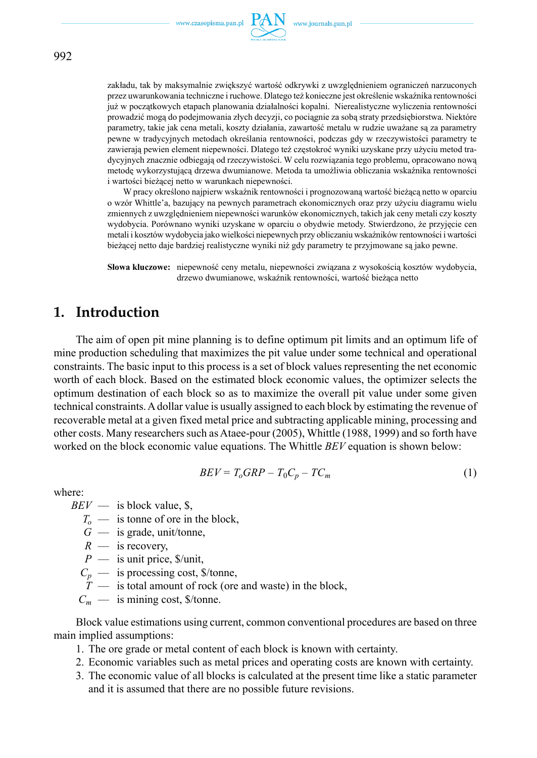zakładu, tak by maksymalnie zwiększyć wartość odkrywki z uwzględnieniem ograniczeń narzuconych przez uwarunkowania techniczne i ruchowe. Dlatego też konieczne jest określenie wskaźnika rentowności już w początkowych etapach planowania działalności kopalni. Nierealistyczne wyliczenia rentowności prowadzić mogą do podejmowania złych decyzji, co pociągnie za sobą straty przedsiębiorstwa. Niektóre parametry, takie jak cena metali, koszty działania, zawartość metalu w rudzie uważane są za parametry pewne w tradycyjnych metodach określania rentowności, podczas gdy w rzeczywistości parametry te zawierają pewien element niepewności. Dlatego też częstokroć wyniki uzyskane przy użyciu metod tradycyjnych znacznie odbiegają od rzeczywistości. W celu rozwiązania tego problemu, opracowano nową metodę wykorzystującą drzewa dwumianowe. Metoda ta umożliwia obliczania wskaźnika rentowności i wartości bieżącej netto w warunkach niepewności.

W pracy określono najpierw wskaźnik rentowności i prognozowaną wartość bieżącą netto w oparciu o wzór Whittle'a, bazujący na pewnych parametrach ekonomicznych oraz przy użyciu diagramu wielu zmiennych z uwzględnieniem niepewności warunków ekonomicznych, takich jak ceny metali czy koszty wydobycia. Porównano wyniki uzyskane w oparciu o obydwie metody. Stwierdzono, że przyjęcie cen metali i kosztów wydobycia jako wielkości niepewnych przy obliczaniu wskaźników rentowności i wartości bieżącej netto daje bardziej realistyczne wyniki niż gdy parametry te przyjmowane są jako pewne.

**Słowa kluczowe:** niepewność ceny metalu, niepewności związana z wysokością kosztów wydobycia, drzewo dwumianowe, wskaźnik rentowności, wartość bieżąca netto

## 1. Introduction

The aim of open pit mine planning is to define optimum pit limits and an optimum life of mine production scheduling that maximizes the pit value under some technical and operational constraints. The basic input to this process is a set of block values representing the net economic worth of each block. Based on the estimated block economic values, the optimizer selects the optimum destination of each block so as to maximize the overall pit value under some given technical constraints. A dollar value is usually assigned to each block by estimating the revenue of recoverable metal at a given fixed metal price and subtracting applicable mining, processing and other costs. Many researchers such as Ataee-pour (2005), Whittle (1988, 1999) and so forth have worked on the block economic value equations. The Whittle *BEV* equation is shown below:

$$BEV = T_o GRP - T_0 C_p - TC_m \tag{1}$$

where:

- $BEV$ — is block value, \$,
- $T_o$ — is tonne of ore in the block,
- $G$ — is grade, unit/tonne,
- $R$ — is recovery,
- $P$ — is unit price, \$/unit,
- $C_p$ — is processing cost, \$/tonne,
- $T$ — is total amount of rock (ore and waste) in the block,
- $C_m$ — is mining cost, \$/tonne.

Block value estimations using current, common conventional procedures are based on three main implied assumptions:

1. The ore grade or metal content of each block is known with certainty.
2. Economic variables such as metal prices and operating costs are known with certainty.
3. The economic value of all blocks is calculated at the present time like a static parameter and it is assumed that there are no possible future revisions.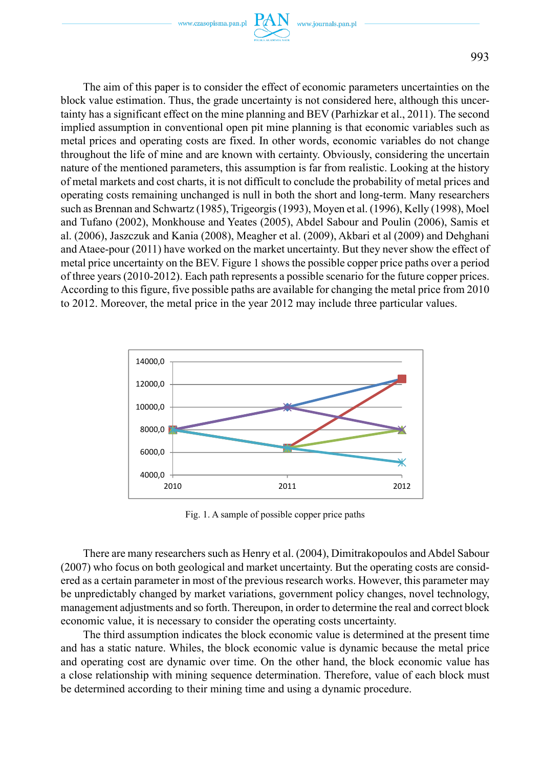The aim of this paper is to consider the effect of economic parameters uncertainties on the block value estimation. Thus, the grade uncertainty is not considered here, although this uncertainty has a significant effect on the mine planning and BEV (Parhizkar et al., 2011). The second implied assumption in conventional open pit mine planning is that economic variables such as metal prices and operating costs are fixed. In other words, economic variables do not change throughout the life of mine and are known with certainty. Obviously, considering the uncertain nature of the mentioned parameters, this assumption is far from realistic. Looking at the history of metal markets and cost charts, it is not difficult to conclude the probability of metal prices and operating costs remaining unchanged is null in both the short and long-term. Many researchers such as Brennan and Schwartz (1985), Trigeorgis (1993), Moyen et al. (1996), Kelly (1998), Moel and Tufano (2002), Monkhouse and Yeates (2005), Abdel Sabour and Poulin (2006), Samis et al. (2006), Jaszczuk and Kania (2008), Meagher et al. (2009), Akbari et al (2009) and Dehghani and Ataee-pour (2011) have worked on the market uncertainty. But they never show the effect of metal price uncertainty on the BEV. Figure 1 shows the possible copper price paths over a period of three years (2010-2012). Each path represents a possible scenario for the future copper prices. According to this figure, five possible paths are available for changing the metal price from 2010 to 2012. Moreover, the metal price in the year 2012 may include three particular values.

Fig. 1. A sample of possible copper price paths

There are many researchers such as Henry et al. (2004), Dimitrakopoulos and Abdel Sabour (2007) who focus on both geological and market uncertainty. But the operating costs are considered as a certain parameter in most of the previous research works. However, this parameter may be unpredictably changed by market variations, government policy changes, novel technology, management adjustments and so forth. Thereupon, in order to determine the real and correct block economic value, it is necessary to consider the operating costs uncertainty.

The third assumption indicates the block economic value is determined at the present time and has a static nature. Whiles, the block economic value is dynamic because the metal price and operating cost are dynamic over time. On the other hand, the block economic value has a close relationship with mining sequence determination. Therefore, value of each block must be determined according to their mining time and using a dynamic procedure.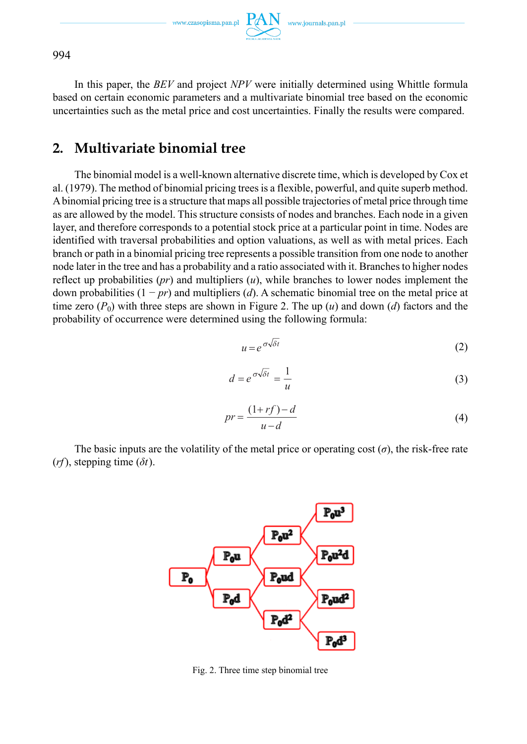In this paper, the *BEV* and project *NPV* were initially determined using Whittle formula based on certain economic parameters and a multivariate binomial tree based on the economic uncertainties such as the metal price and cost uncertainties. Finally the results were compared.

## 2. Multivariate binomial tree

The binomial model is a well-known alternative discrete time, which is developed by Cox et al. (1979). The method of binomial pricing trees is a flexible, powerful, and quite superb method. A binomial pricing tree is a structure that maps all possible trajectories of metal price through time as are allowed by the model. This structure consists of nodes and branches. Each node in a given layer, and therefore corresponds to a potential stock price at a particular point in time. Nodes are identified with traversal probabilities and option valuations, as well as with metal prices. Each branch or path in a binomial pricing tree represents a possible transition from one node to another node later in the tree and has a probability and a ratio associated with it. Branches to higher nodes reflect up probabilities ($pr$) and multipliers ($u$), while branches to lower nodes implement the down probabilities ($1 - pr$) and multipliers ($d$). A schematic binomial tree on the metal price at time zero ($P_0$) with three steps are shown in Figure 2. The up ($u$) and down ($d$) factors and the probability of occurrence were determined using the following formula:

$$u = e^{\sigma\sqrt{\delta t}} \tag{2}$$

$$d = e^{\sigma\sqrt{\delta t}} = \frac{1}{u} \tag{3}$$

$$pr = \frac{(1 + rf) - d}{u - d} \tag{4}$$

The basic inputs are the volatility of the metal price or operating cost ($\sigma$), the risk-free rate ($rf$), stepping time ($\delta t$).

Fig. 2. Three time step binomial tree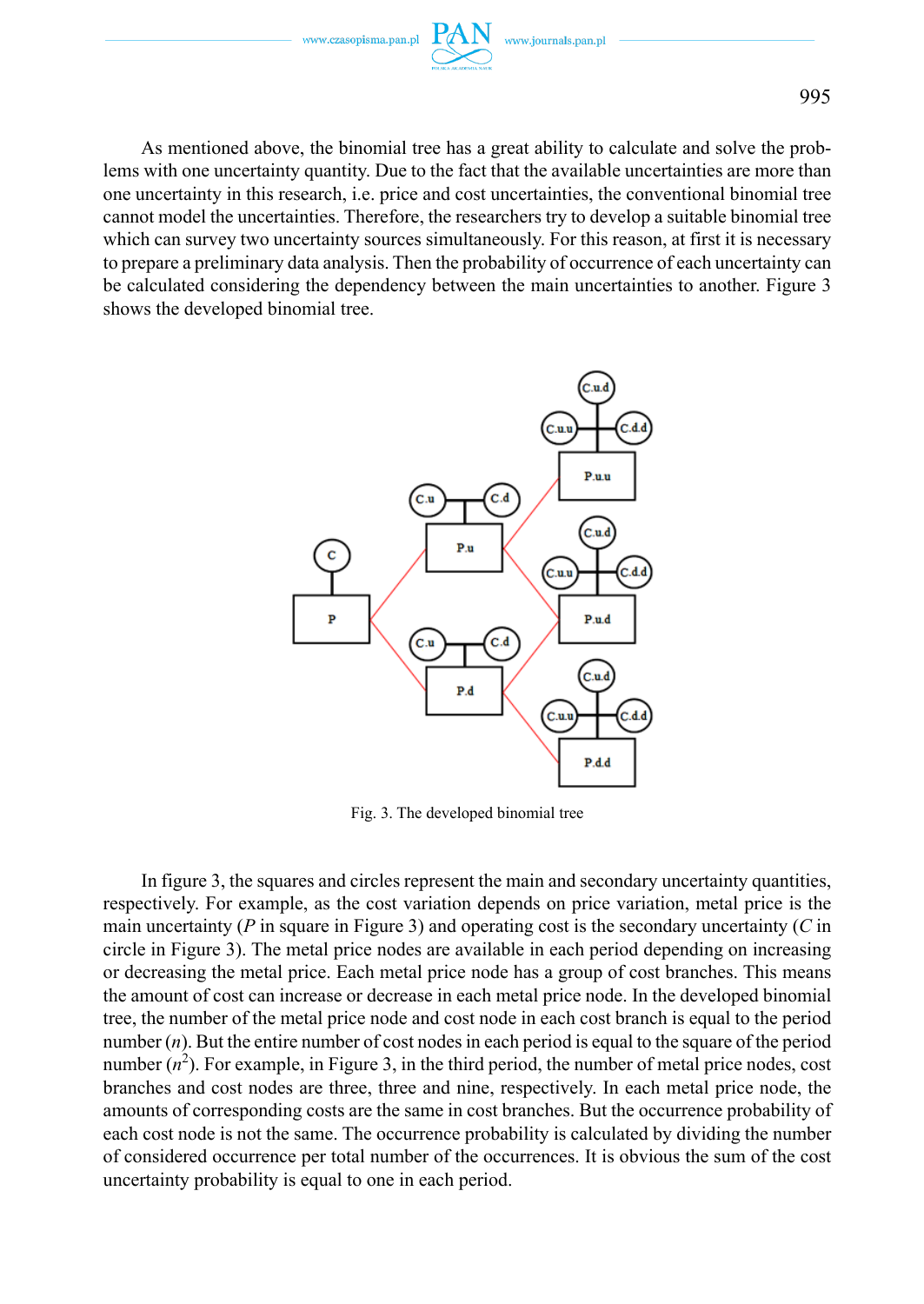As mentioned above, the binomial tree has a great ability to calculate and solve the problems with one uncertainty quantity. Due to the fact that the available uncertainties are more than one uncertainty in this research, i.e. price and cost uncertainties, the conventional binomial tree cannot model the uncertainties. Therefore, the researchers try to develop a suitable binomial tree which can survey two uncertainty sources simultaneously. For this reason, at first it is necessary to prepare a preliminary data analysis. Then the probability of occurrence of each uncertainty can be calculated considering the dependency between the main uncertainties to another. Figure 3 shows the developed binomial tree.

Fig. 3. The developed binomial tree

In figure 3, the squares and circles represent the main and secondary uncertainty quantities, respectively. For example, as the cost variation depends on price variation, metal price is the main uncertainty (*P* in square in Figure 3) and operating cost is the secondary uncertainty (*C* in circle in Figure 3). The metal price nodes are available in each period depending on increasing or decreasing the metal price. Each metal price node has a group of cost branches. This means the amount of cost can increase or decrease in each metal price node. In the developed binomial tree, the number of the metal price node and cost node in each cost branch is equal to the period number ($n$). But the entire number of cost nodes in each period is equal to the square of the period number ($n^2$). For example, in Figure 3, in the third period, the number of metal price nodes, cost branches and cost nodes are three, three and nine, respectively. In each metal price node, the amounts of corresponding costs are the same in cost branches. But the occurrence probability of each cost node is not the same. The occurrence probability is calculated by dividing the number of considered occurrence per total number of the occurrences. It is obvious the sum of the cost uncertainty probability is equal to one in each period.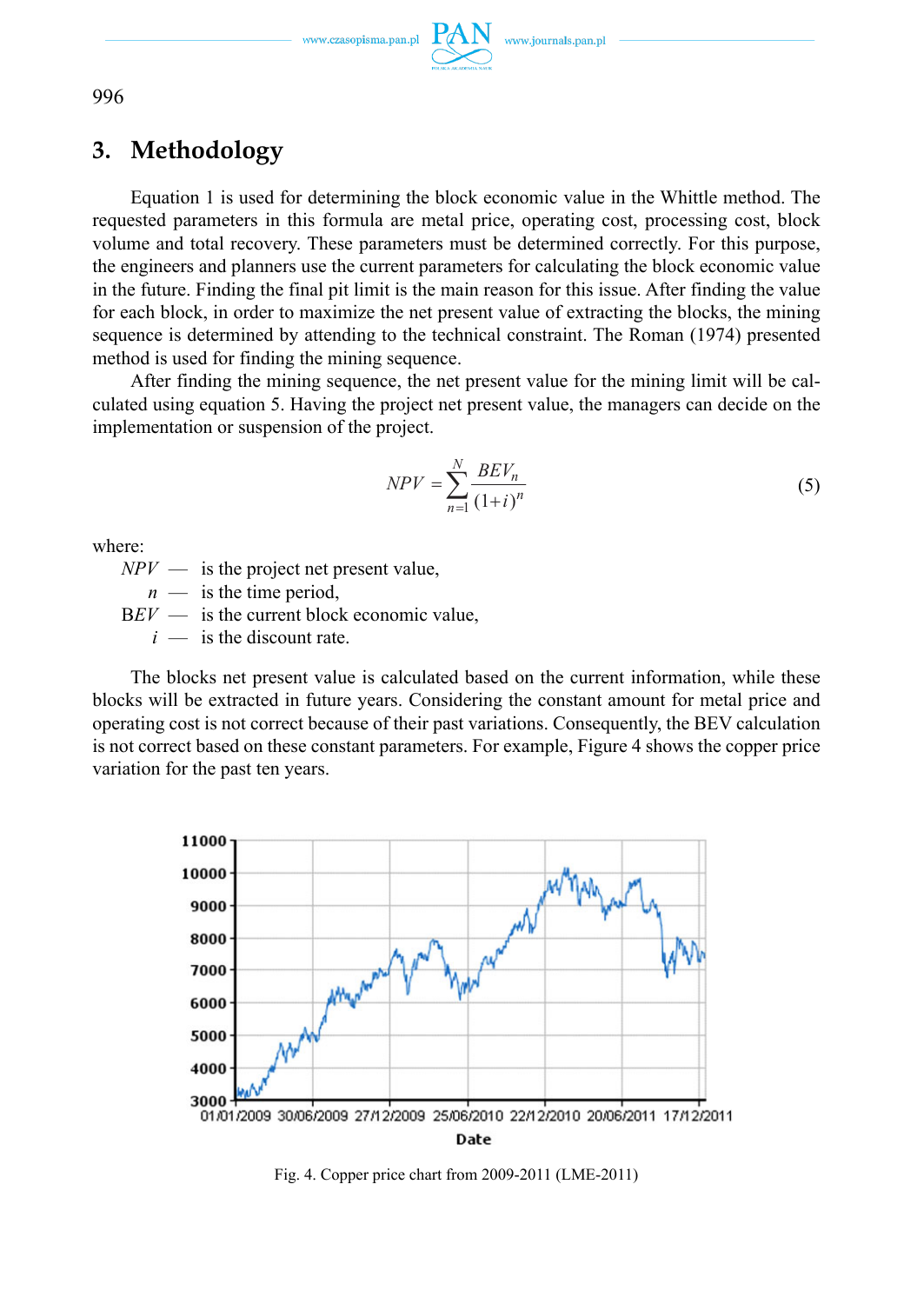## 3. Methodology

Equation 1 is used for determining the block economic value in the Whittle method. The requested parameters in this formula are metal price, operating cost, processing cost, block volume and total recovery. These parameters must be determined correctly. For this purpose, the engineers and planners use the current parameters for calculating the block economic value in the future. Finding the final pit limit is the main reason for this issue. After finding the value for each block, in order to maximize the net present value of extracting the blocks, the mining sequence is determined by attending to the technical constraint. The Roman (1974) presented method is used for finding the mining sequence.

After finding the mining sequence, the net present value for the mining limit will be calculated using equation 5. Having the project net present value, the managers can decide on the implementation or suspension of the project.

$$NPV = \sum_{n=1}^{N} \frac{BEV_n}{(1+i)^n} \tag{5}$$

where:

- $NPV$ — is the project net present value,
- $n$ — is the time period,
- $BEV$ — is the current block economic value,
- $i$ — is the discount rate.

The blocks net present value is calculated based on the current information, while these blocks will be extracted in future years. Considering the constant amount for metal price and operating cost is not correct because of their past variations. Consequently, the BEV calculation is not correct based on these constant parameters. For example, Figure 4 shows the copper price variation for the past ten years.

Fig. 4. Copper price chart from 2009-2011 (LME-2011)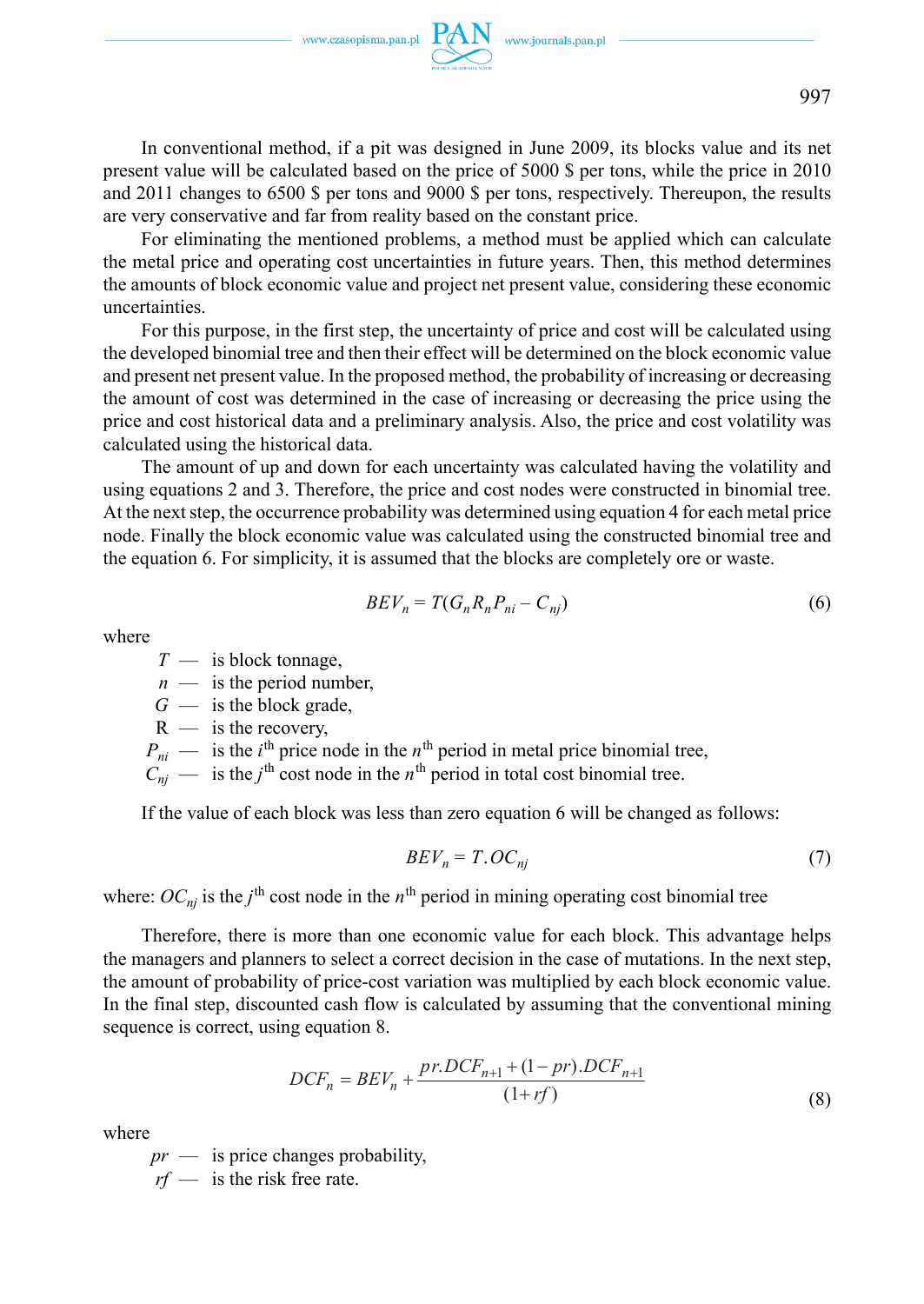In conventional method, if a pit was designed in June 2009, its blocks value and its net present value will be calculated based on the price of 5000 \$ per tons, while the price in 2010 and 2011 changes to 6500 \$ per tons and 9000 \$ per tons, respectively. Thereupon, the results are very conservative and far from reality based on the constant price.

For eliminating the mentioned problems, a method must be applied which can calculate the metal price and operating cost uncertainties in future years. Then, this method determines the amounts of block economic value and project net present value, considering these economic uncertainties.

For this purpose, in the first step, the uncertainty of price and cost will be calculated using the developed binomial tree and then their effect will be determined on the block economic value and present net present value. In the proposed method, the probability of increasing or decreasing the amount of cost was determined in the case of increasing or decreasing the price using the price and cost historical data and a preliminary analysis. Also, the price and cost volatility was calculated using the historical data.

The amount of up and down for each uncertainty was calculated having the volatility and using equations 2 and 3. Therefore, the price and cost nodes were constructed in binomial tree. At the next step, the occurrence probability was determined using equation 4 for each metal price node. Finally the block economic value was calculated using the constructed binomial tree and the equation 6. For simplicity, it is assumed that the blocks are completely ore or waste.

$$BEV_n = T(G_n R_n P_{ni} - C_{nj}) \tag{6}$$

where

- $T$ — is block tonnage,
- $n$ — is the period number,
- $G$ — is the block grade,
- R — is the recovery,
- $P_{ni}$ — is the $i^{th}$ price node in the $n^{th}$ period in metal price binomial tree,
- $C_{nj}$ — is the $j^{th}$ cost node in the $n^{th}$ period in total cost binomial tree.

If the value of each block was less than zero equation 6 will be changed as follows:

$$BEV_n = T.OC_{nj} \tag{7}$$

where: $OC_{nj}$ is the $j^{th}$ cost node in the $n^{th}$ period in mining operating cost binomial tree

Therefore, there is more than one economic value for each block. This advantage helps the managers and planners to select a correct decision in the case of mutations. In the next step, the amount of probability of price-cost variation was multiplied by each block economic value. In the final step, discounted cash flow is calculated by assuming that the conventional mining sequence is correct, using equation 8.

$$DCF_n = BEV_n + \frac{pr.DCF_{n+1} + (1-pr).DCF_{n+1}}{(1+rf)} \tag{8}$$

where

- $pr$ — is price changes probability,
- $rf$ — is the risk free rate.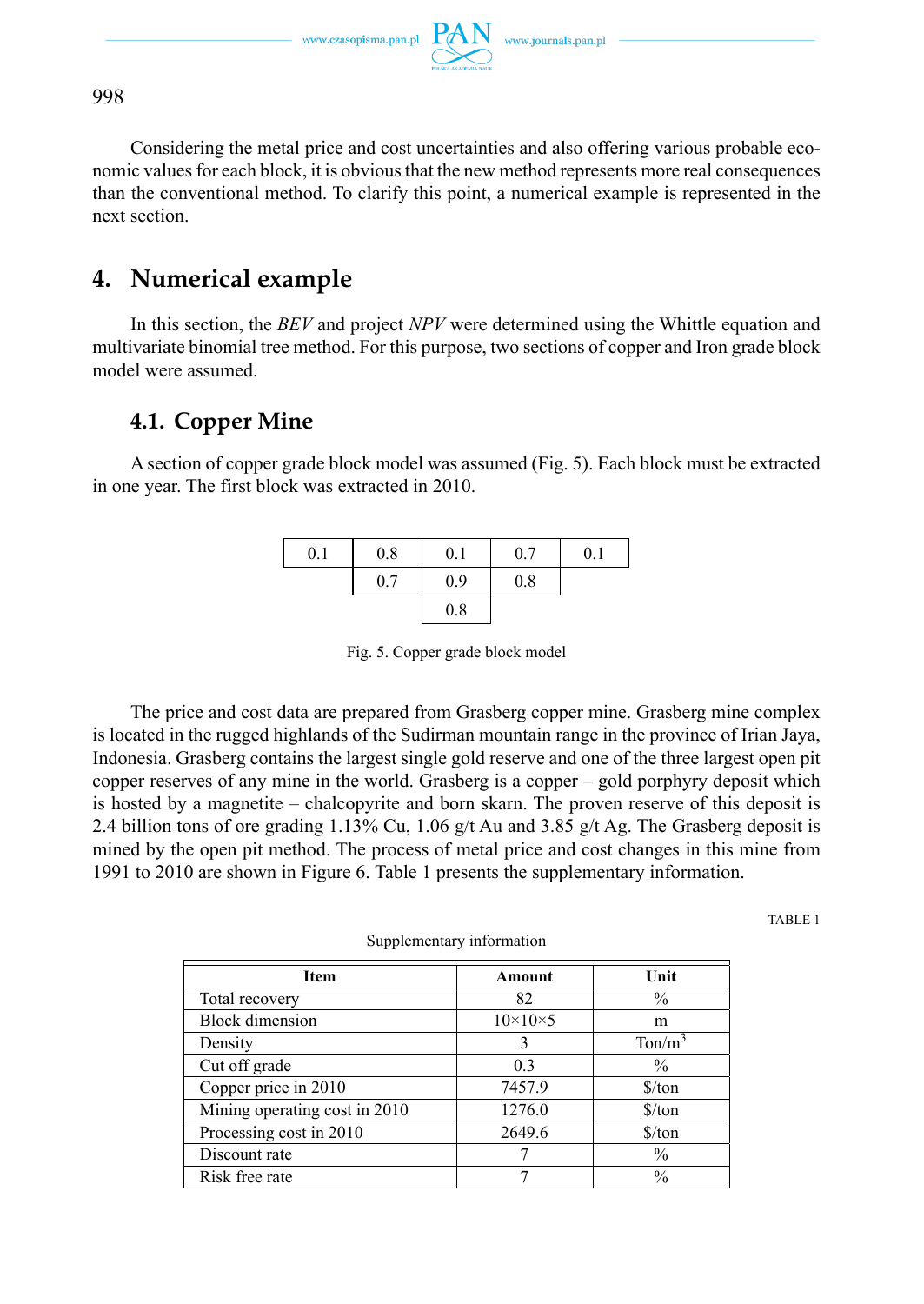Considering the metal price and cost uncertainties and also offering various probable economic values for each block, it is obvious that the new method represents more real consequences than the conventional method. To clarify this point, a numerical example is represented in the next section.

## 4. Numerical example

In this section, the *BEV* and project *NPV* were determined using the Whittle equation and multivariate binomial tree method. For this purpose, two sections of copper and Iron grade block model were assumed.

### 4.1. Copper Mine

A section of copper grade block model was assumed (Fig. 5). Each block must be extracted in one year. The first block was extracted in 2010.

| 0.1 | 0.8 | 0.1 | 0.7 | 0.1 |
|---|---|---|---|---|
| | 0.7 | 0.9 | 0.8 | |
| | | 0.8 | | |

Fig. 5. Copper grade block model

The price and cost data are prepared from Grasberg copper mine. Grasberg mine complex is located in the rugged highlands of the Sudirman mountain range in the province of Irian Jaya, Indonesia. Grasberg contains the largest single gold reserve and one of the three largest open pit copper reserves of any mine in the world. Grasberg is a copper – gold porphyry deposit which is hosted by a magnetite – chalcopyrite and born skarn. The proven reserve of this deposit is 2.4 billion tons of ore grading 1.13% Cu, 1.06 g/t Au and 3.85 g/t Ag. The Grasberg deposit is mined by the open pit method. The process of metal price and cost changes in this mine from 1991 to 2010 are shown in Figure 6. Table 1 presents the supplementary information.

TABLE 1

Supplementary information

| Item | Amount | Unit |
|---|---|---|
| Total recovery | 82 | % |
| Block dimension | 10×10×5 | m |
| Density | 3 | Ton/m$^3$ |
| Cut off grade | 0.3 | % |
| Copper price in 2010 | 7457.9 | $/ton |
| Mining operating cost in 2010 | 1276.0 | $/ton |
| Processing cost in 2010 | 2649.6 | $/ton |
| Discount rate | 7 | % |
| Risk free rate | 7 | % |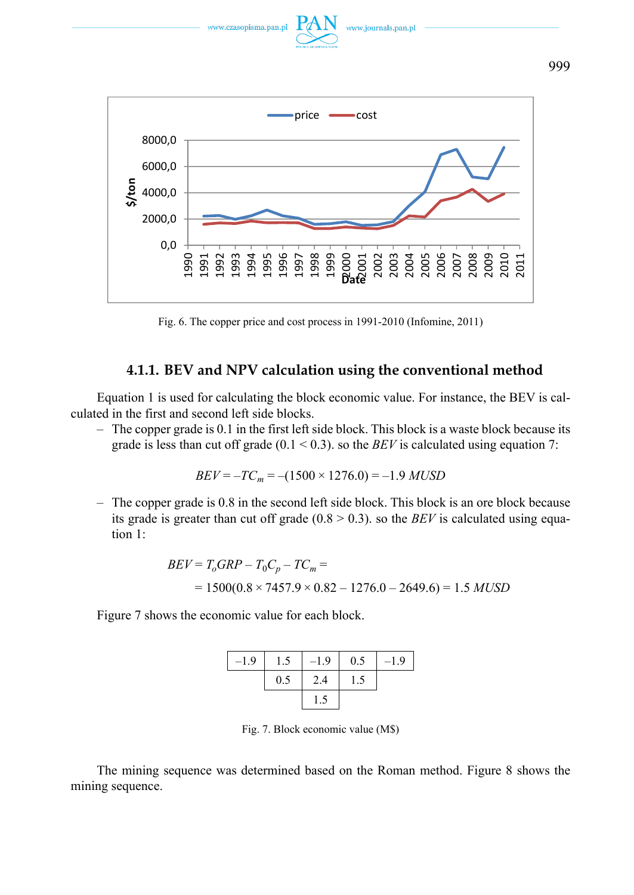Fig. 6. The copper price and cost process in 1991-2010 (Infomine, 2011)

#### 4.1.1. BEV and NPV calculation using the conventional method

Equation 1 is used for calculating the block economic value. For instance, the BEV is calculated in the first and second left side blocks.

- The copper grade is 0.1 in the first left side block. This block is a waste block because its grade is less than cut off grade (0.1 < 0.3). so the *BEV* is calculated using equation 7:

$$BEV = -TC_m = -(1500 \times 1276.0) = -1.9\ MUSD$$

- The copper grade is 0.8 in the second left side block. This block is an ore block because its grade is greater than cut off grade (0.8 > 0.3). so the *BEV* is calculated using equation 1:

$$BEV = T_o GRP - T_0 C_p - TC_m =$$

$$= 1500(0.8 \times 7457.9 \times 0.82 - 1276.0 - 2649.6) = 1.5\ MUSD$$

Figure 7 shows the economic value for each block.

| | | | | |
|---|---|---|---|---|
| –1.9 | 1.5 | –1.9 | 0.5 | –1.9 |
| | 0.5 | 2.4 | 1.5 | |
| | | 1.5 | | |

Fig. 7. Block economic value (M$)

The mining sequence was determined based on the Roman method. Figure 8 shows the mining sequence.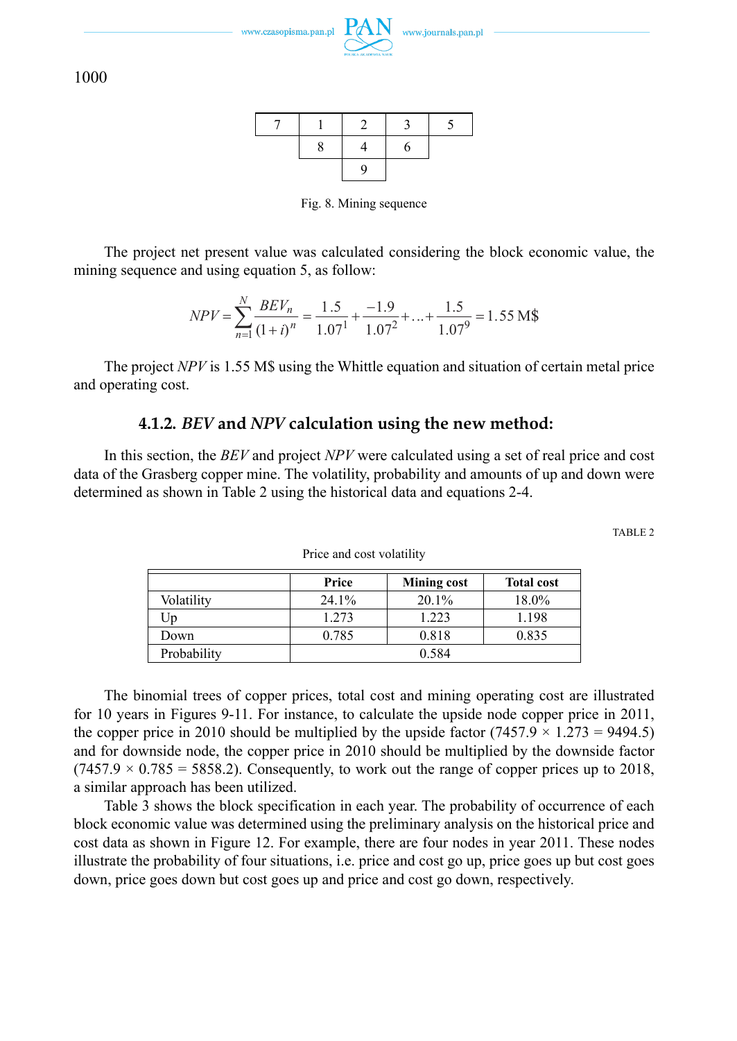|   |   |   |   |   |
|---|---|---|---|---|
| 7 | 1 | 2 | 3 | 5 |
|   | 8 | 4 | 6 |   |
|   |   | 9 |   |   |

Fig. 8. Mining sequence

The project net present value was calculated considering the block economic value, the mining sequence and using equation 5, as follow:

$$NPV = \sum_{n=1}^{N} \frac{BEV_n}{(1+i)^n} = \frac{1.5}{1.07^1} + \frac{-1.9}{1.07^2} + \ldots + \frac{1.5}{1.07^9} = 1.55 \text{ M\$}$$

The project *NPV* is 1.55 M$ using the Whittle equation and situation of certain metal price and operating cost.

### 4.1.2. *BEV* and *NPV* calculation using the new method:

In this section, the *BEV* and project *NPV* were calculated using a set of real price and cost data of the Grasberg copper mine. The volatility, probability and amounts of up and down were determined as shown in Table 2 using the historical data and equations 2-4.

TABLE 2

Price and cost volatility

|   | Price | Mining cost | Total cost |
|---|---|---|---|
| Volatility | 24.1% | 20.1% | 18.0% |
| Up | 1.273 | 1.223 | 1.198 |
| Down | 0.785 | 0.818 | 0.835 |
| Probability | 0.584 | | |

The binomial trees of copper prices, total cost and mining operating cost are illustrated for 10 years in Figures 9-11. For instance, to calculate the upside node copper price in 2011, the copper price in 2010 should be multiplied by the upside factor (7457.9 × 1.273 = 9494.5) and for downside node, the copper price in 2010 should be multiplied by the downside factor (7457.9 × 0.785 = 5858.2). Consequently, to work out the range of copper prices up to 2018, a similar approach has been utilized.

Table 3 shows the block specification in each year. The probability of occurrence of each block economic value was determined using the preliminary analysis on the historical price and cost data as shown in Figure 12. For example, there are four nodes in year 2011. These nodes illustrate the probability of four situations, i.e. price and cost go up, price goes up but cost goes down, price goes down but cost goes up and price and cost go down, respectively.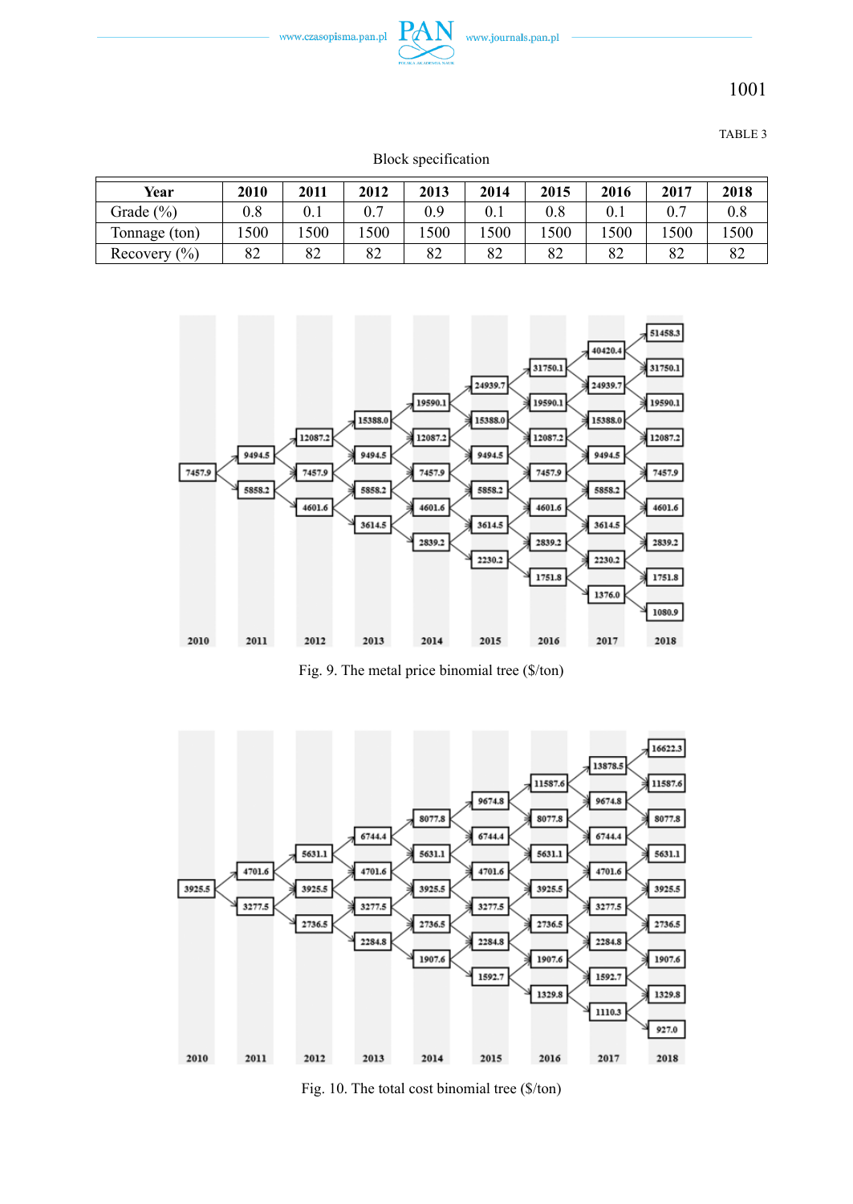TABLE 3

Block specification

| Year | 2010 | 2011 | 2012 | 2013 | 2014 | 2015 | 2016 | 2017 | 2018 |
|---|---|---|---|---|---|---|---|---|---|
| Grade (%) | 0.8 | 0.1 | 0.7 | 0.9 | 0.1 | 0.8 | 0.1 | 0.7 | 0.8 |
| Tonnage (ton) | 1500 | 1500 | 1500 | 1500 | 1500 | 1500 | 1500 | 1500 | 1500 |
| Recovery (%) | 82 | 82 | 82 | 82 | 82 | 82 | 82 | 82 | 82 |

Fig. 9. The metal price binomial tree ($/ton)

Fig. 10. The total cost binomial tree ($/ton)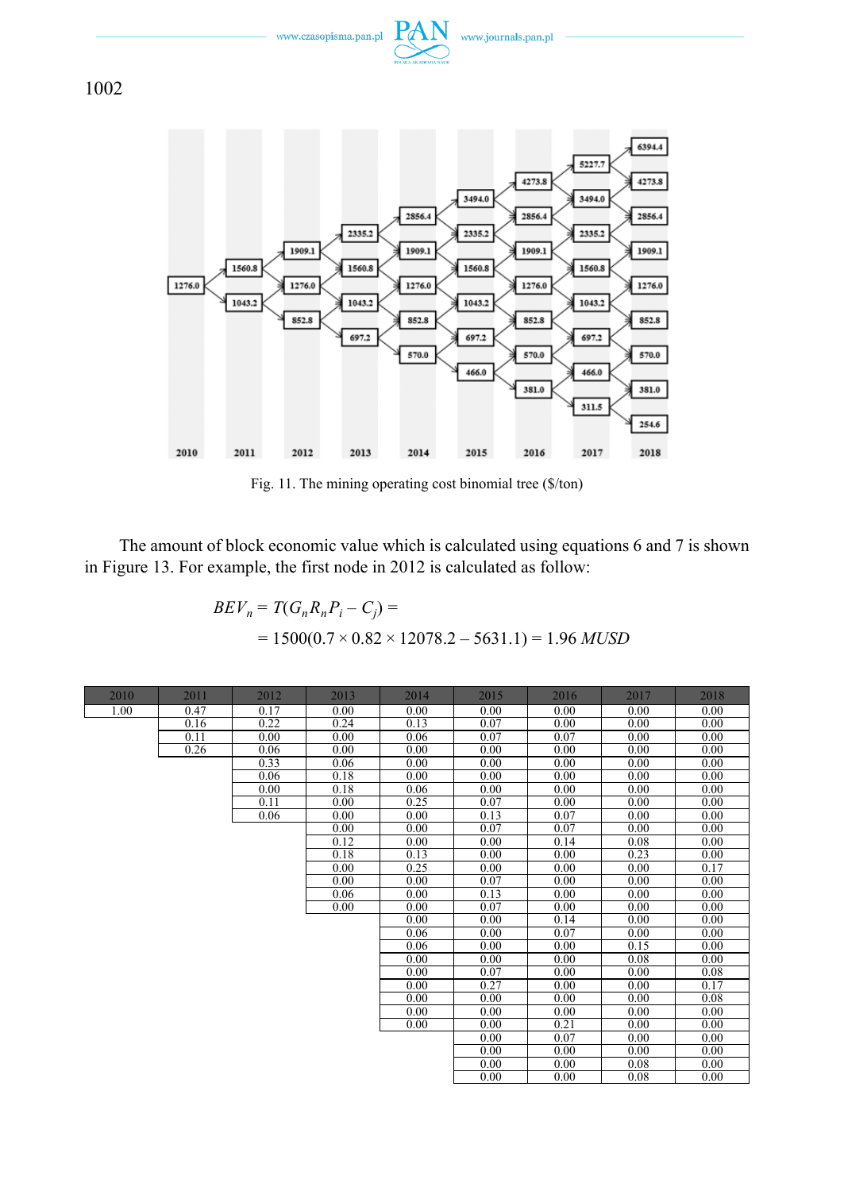Fig. 11. The mining operating cost binomial tree ($/ton)

The amount of block economic value which is calculated using equations 6 and 7 is shown in Figure 13. For example, the first node in 2012 is calculated as follow:

$$BEV_n = T(G_n R_n P_i - C_j) =$$

$$= 1500(0.7 \times 0.82 \times 12078.2 - 5631.1) = 1.96 \; MUSD$$

| 2010 | 2011 | 2012 | 2013 | 2014 | 2015 | 2016 | 2017 | 2018 |
|---|---|---|---|---|---|---|---|---|
| 1.00 | 0.47 | 0.17 | 0.00 | 0.00 | 0.00 | 0.00 | 0.00 | 0.00 |
| | 0.16 | 0.22 | 0.24 | 0.13 | 0.07 | 0.00 | 0.00 | 0.00 |
| | 0.11 | 0.00 | 0.00 | 0.06 | 0.07 | 0.07 | 0.00 | 0.00 |
| | 0.26 | 0.06 | 0.00 | 0.00 | 0.00 | 0.00 | 0.00 | 0.00 |
| | | 0.33 | 0.06 | 0.00 | 0.00 | 0.00 | 0.00 | 0.00 |
| | | 0.06 | 0.18 | 0.00 | 0.00 | 0.00 | 0.00 | 0.00 |
| | | 0.00 | 0.18 | 0.06 | 0.00 | 0.00 | 0.00 | 0.00 |
| | | 0.11 | 0.00 | 0.25 | 0.07 | 0.00 | 0.00 | 0.00 |
| | | 0.06 | 0.00 | 0.00 | 0.13 | 0.07 | 0.00 | 0.00 |
| | | | 0.00 | 0.00 | 0.07 | 0.07 | 0.00 | 0.00 |
| | | | 0.12 | 0.00 | 0.00 | 0.14 | 0.08 | 0.00 |
| | | | 0.18 | 0.13 | 0.00 | 0.00 | 0.23 | 0.00 |
| | | | 0.00 | 0.25 | 0.00 | 0.00 | 0.00 | 0.17 |
| | | | 0.00 | 0.00 | 0.07 | 0.00 | 0.00 | 0.00 |
| | | | 0.06 | 0.00 | 0.13 | 0.00 | 0.00 | 0.00 |
| | | | 0.00 | 0.00 | 0.07 | 0.00 | 0.00 | 0.00 |
| | | | | 0.00 | 0.00 | 0.14 | 0.00 | 0.00 |
| | | | | 0.06 | 0.00 | 0.07 | 0.00 | 0.00 |
| | | | | 0.06 | 0.00 | 0.00 | 0.15 | 0.00 |
| | | | | 0.00 | 0.00 | 0.00 | 0.08 | 0.00 |
| | | | | 0.00 | 0.07 | 0.00 | 0.00 | 0.08 |
| | | | | 0.00 | 0.27 | 0.00 | 0.00 | 0.17 |
| | | | | 0.00 | 0.00 | 0.00 | 0.00 | 0.08 |
| | | | | 0.00 | 0.00 | 0.00 | 0.00 | 0.00 |
| | | | | 0.00 | 0.00 | 0.21 | 0.00 | 0.00 |
| | | | | | 0.00 | 0.07 | 0.00 | 0.00 |
| | | | | | 0.00 | 0.00 | 0.00 | 0.00 |
| | | | | | 0.00 | 0.00 | 0.08 | 0.00 |
| | | | | | 0.00 | 0.00 | 0.08 | 0.00 |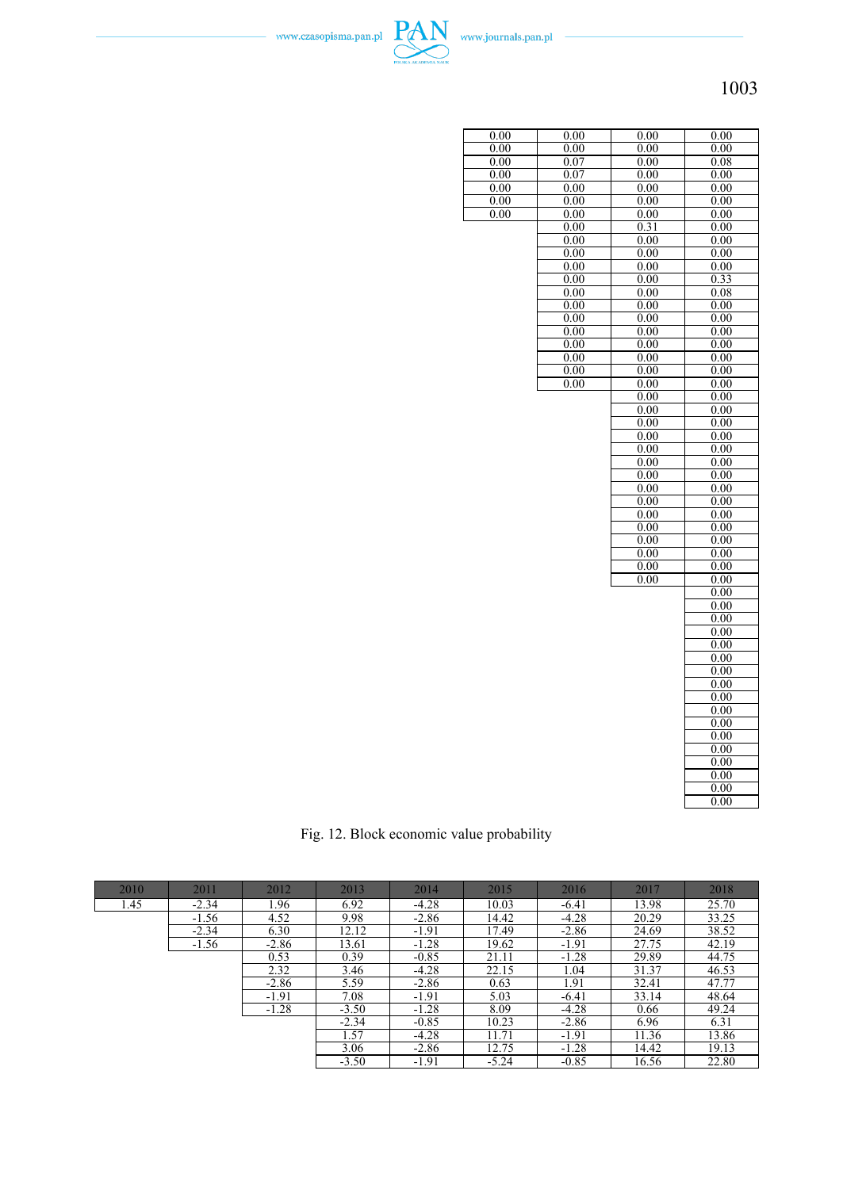| | | | |
|---|---|---|---|
| 0.00 | 0.00 | 0.00 | 0.00 |
| 0.00 | 0.00 | 0.00 | 0.00 |
| 0.00 | 0.07 | 0.00 | 0.08 |
| 0.00 | 0.07 | 0.00 | 0.00 |
| 0.00 | 0.00 | 0.00 | 0.00 |
| 0.00 | 0.00 | 0.00 | 0.00 |
| 0.00 | 0.00 | 0.00 | 0.00 |
| | 0.00 | 0.31 | 0.00 |
| | 0.00 | 0.00 | 0.00 |
| | 0.00 | 0.00 | 0.00 |
| | 0.00 | 0.00 | 0.00 |
| | 0.00 | 0.00 | 0.33 |
| | 0.00 | 0.00 | 0.08 |
| | 0.00 | 0.00 | 0.00 |
| | 0.00 | 0.00 | 0.00 |
| | 0.00 | 0.00 | 0.00 |
| | 0.00 | 0.00 | 0.00 |
| | 0.00 | 0.00 | 0.00 |
| | 0.00 | 0.00 | 0.00 |
| | 0.00 | 0.00 | 0.00 |
| | | 0.00 | 0.00 |
| | | 0.00 | 0.00 |
| | | 0.00 | 0.00 |
| | | 0.00 | 0.00 |
| | | 0.00 | 0.00 |
| | | 0.00 | 0.00 |
| | | 0.00 | 0.00 |
| | | 0.00 | 0.00 |
| | | 0.00 | 0.00 |
| | | 0.00 | 0.00 |
| | | 0.00 | 0.00 |
| | | 0.00 | 0.00 |
| | | 0.00 | 0.00 |
| | | 0.00 | 0.00 |
| | | 0.00 | 0.00 |
| | | | 0.00 |
| | | | 0.00 |
| | | | 0.00 |
| | | | 0.00 |
| | | | 0.00 |
| | | | 0.00 |
| | | | 0.00 |
| | | | 0.00 |
| | | | 0.00 |
| | | | 0.00 |
| | | | 0.00 |
| | | | 0.00 |
| | | | 0.00 |
| | | | 0.00 |
| | | | 0.00 |
| | | | 0.00 |
| | | | 0.00 |

Fig. 12. Block economic value probability

| 2010 | 2011 | 2012 | 2013 | 2014 | 2015 | 2016 | 2017 | 2018 |
|---|---|---|---|---|---|---|---|---|
| 1.45 | -2.34 | 1.96 | 6.92 | -4.28 | 10.03 | -6.41 | 13.98 | 25.70 |
| | -1.56 | 4.52 | 9.98 | -2.86 | 14.42 | -4.28 | 20.29 | 33.25 |
| | -2.34 | 6.30 | 12.12 | -1.91 | 17.49 | -2.86 | 24.69 | 38.52 |
| | -1.56 | -2.86 | 13.61 | -1.28 | 19.62 | -1.91 | 27.75 | 42.19 |
| | | 0.53 | 0.39 | -0.85 | 21.11 | -1.28 | 29.89 | 44.75 |
| | | 2.32 | 3.46 | -4.28 | 22.15 | 1.04 | 31.37 | 46.53 |
| | | -2.86 | 5.59 | -2.86 | 0.63 | 1.91 | 32.41 | 47.77 |
| | | -1.91 | 7.08 | -1.91 | 5.03 | -6.41 | 33.14 | 48.64 |
| | | -1.28 | -3.50 | -1.28 | 8.09 | -4.28 | 0.66 | 49.24 |
| | | | -2.34 | -0.85 | 10.23 | -2.86 | 6.96 | 6.31 |
| | | | 1.57 | -4.28 | 11.71 | -1.91 | 11.36 | 13.86 |
| | | | 3.06 | -2.86 | 12.75 | -1.28 | 14.42 | 19.13 |
| | | | -3.50 | -1.91 | -5.24 | -0.85 | 16.56 | 22.80 |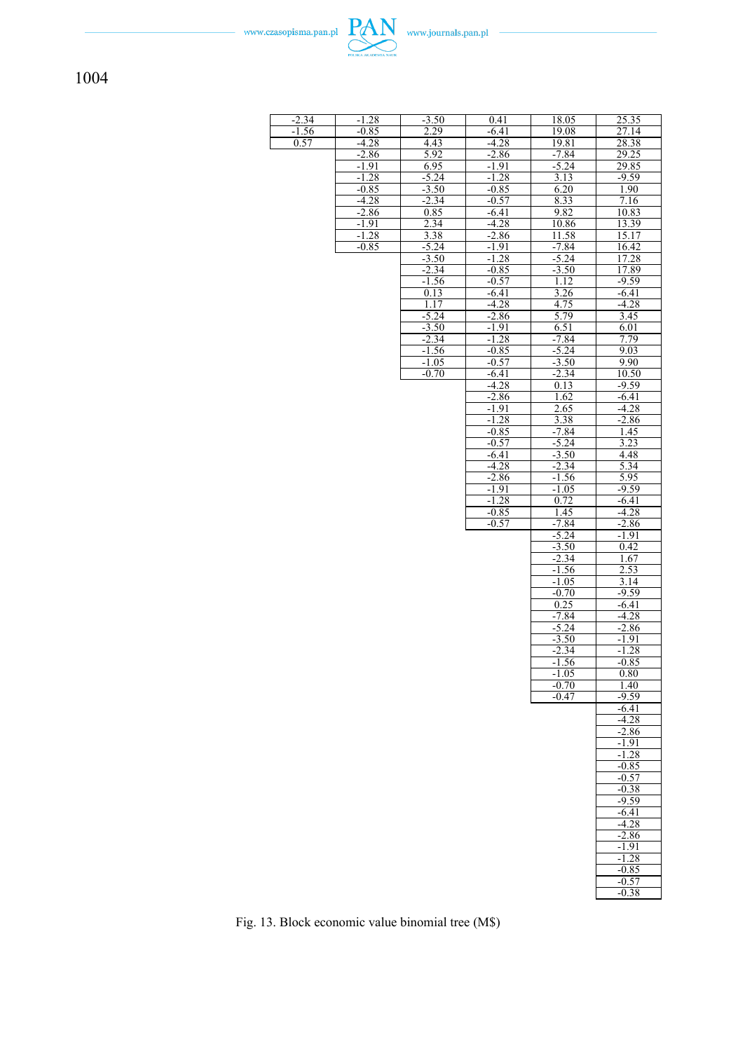| -2.34 | -1.28 | -3.50 | 0.41 | 18.05 | 25.35 |
|---|---|---|---|---|---|
| -1.56 | -0.85 | 2.29 | -6.41 | 19.08 | 27.14 |
| 0.57 | -4.28 | 4.43 | -4.28 | 19.81 | 28.38 |
| | -2.86 | 5.92 | -2.86 | -7.84 | 29.25 |
| | -1.91 | 6.95 | -1.91 | -5.24 | 29.85 |
| | -1.28 | -5.24 | -1.28 | 3.13 | -9.59 |
| | -0.85 | -3.50 | -0.85 | 6.20 | 1.90 |
| | -4.28 | -2.34 | -0.57 | 8.33 | 7.16 |
| | -2.86 | 0.85 | -6.41 | 9.82 | 10.83 |
| | -1.91 | 2.34 | -4.28 | 10.86 | 13.39 |
| | -1.28 | 3.38 | -2.86 | 11.58 | 15.17 |
| | -0.85 | -5.24 | -1.91 | -7.84 | 16.42 |
| | | -3.50 | -1.28 | -5.24 | 17.28 |
| | | -2.34 | -0.85 | -3.50 | 17.89 |
| | | -1.56 | -0.57 | 1.12 | -9.59 |
| | | 0.13 | -6.41 | 3.26 | -6.41 |
| | | 1.17 | -4.28 | 4.75 | -4.28 |
| | | -5.24 | -2.86 | 5.79 | 3.45 |
| | | -3.50 | -1.91 | 6.51 | 6.01 |
| | | -2.34 | -1.28 | -7.84 | 7.79 |
| | | -1.56 | -0.85 | -5.24 | 9.03 |
| | | -1.05 | -0.57 | -3.50 | 9.90 |
| | | -0.70 | -6.41 | -2.34 | 10.50 |
| | | | -4.28 | 0.13 | -9.59 |
| | | | -2.86 | 1.62 | -6.41 |
| | | | -1.91 | 2.65 | -4.28 |
| | | | -1.28 | 3.38 | -2.86 |
| | | | -0.85 | -7.84 | 1.45 |
| | | | -0.57 | -5.24 | 3.23 |
| | | | -6.41 | -3.50 | 4.48 |
| | | | -4.28 | -2.34 | 5.34 |
| | | | -2.86 | -1.56 | 5.95 |
| | | | -1.91 | -1.05 | -9.59 |
| | | | -1.28 | 0.72 | -6.41 |
| | | | -0.85 | 1.45 | -4.28 |
| | | | -0.57 | -7.84 | -2.86 |
| | | | | -5.24 | -1.91 |
| | | | | -3.50 | 0.42 |
| | | | | -2.34 | 1.67 |
| | | | | -1.56 | 2.53 |
| | | | | -1.05 | 3.14 |
| | | | | -0.70 | -9.59 |
| | | | | 0.25 | -6.41 |
| | | | | -7.84 | -4.28 |
| | | | | -5.24 | -2.86 |
| | | | | -3.50 | -1.91 |
| | | | | -2.34 | -1.28 |
| | | | | -1.56 | -0.85 |
| | | | | -1.05 | 0.80 |
| | | | | -0.70 | 1.40 |
| | | | | -0.47 | -9.59 |
| | | | | | -6.41 |
| | | | | | -4.28 |
| | | | | | -2.86 |
| | | | | | -1.91 |
| | | | | | -1.28 |
| | | | | | -0.85 |
| | | | | | -0.57 |
| | | | | | -0.38 |
| | | | | | -9.59 |
| | | | | | -6.41 |
| | | | | | -4.28 |
| | | | | | -2.86 |
| | | | | | -1.91 |
| | | | | | -1.28 |
| | | | | | -0.85 |
| | | | | | -0.57 |
| | | | | | -0.38 |

Fig. 13. Block economic value binomial tree (M$)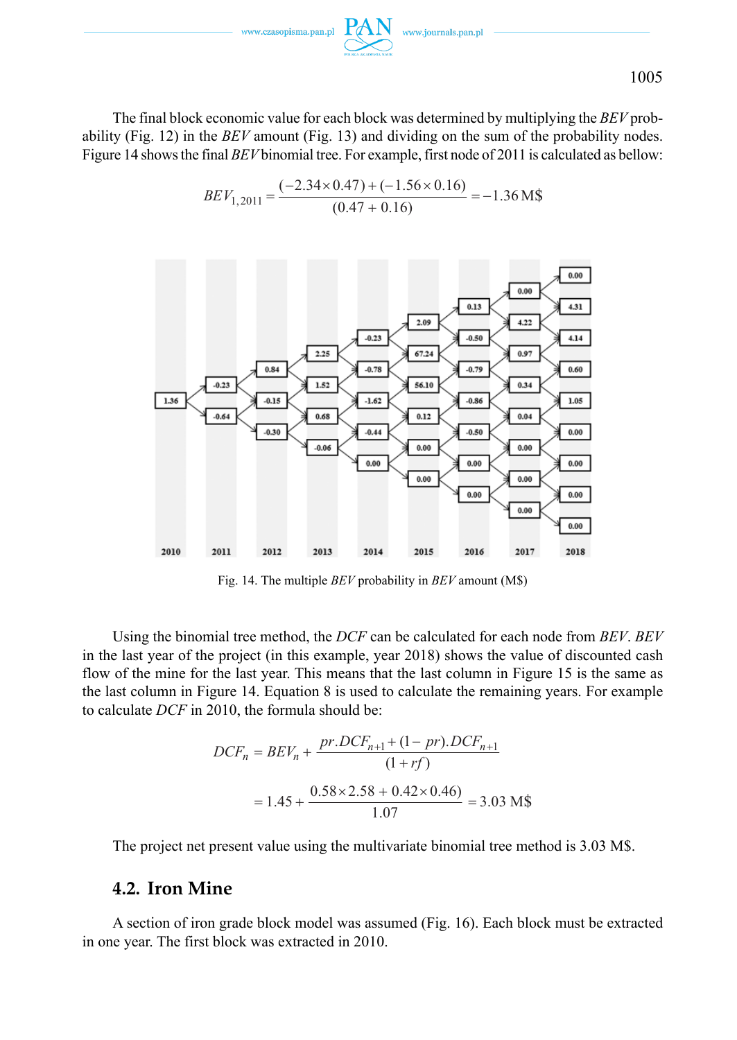The final block economic value for each block was determined by multiplying the *BEV* probability (Fig. 12) in the *BEV* amount (Fig. 13) and dividing on the sum of the probability nodes. Figure 14 shows the final *BEV* binomial tree. For example, first node of 2011 is calculated as bellow:

$$BEV_{1,2011} = \frac{(-2.34 \times 0.47) + (-1.56 \times 0.16)}{(0.47 + 0.16)} = -1.36 \text{ M\$}$$

Fig. 14. The multiple *BEV* probability in *BEV* amount (M$)

Using the binomial tree method, the *DCF* can be calculated for each node from *BEV*. *BEV* in the last year of the project (in this example, year 2018) shows the value of discounted cash flow of the mine for the last year. This means that the last column in Figure 15 is the same as the last column in Figure 14. Equation 8 is used to calculate the remaining years. For example to calculate *DCF* in 2010, the formula should be:

$$DCF_n = BEV_n + \frac{pr.DCF_{n+1} + (1-pr).DCF_{n+1}}{(1+rf)}$$

$$= 1.45 + \frac{0.58 \times 2.58 + 0.42 \times 0.46)}{1.07} = 3.03 \text{ M\$}$$

The project net present value using the multivariate binomial tree method is 3.03 M$.

## 4.2. Iron Mine

A section of iron grade block model was assumed (Fig. 16). Each block must be extracted in one year. The first block was extracted in 2010.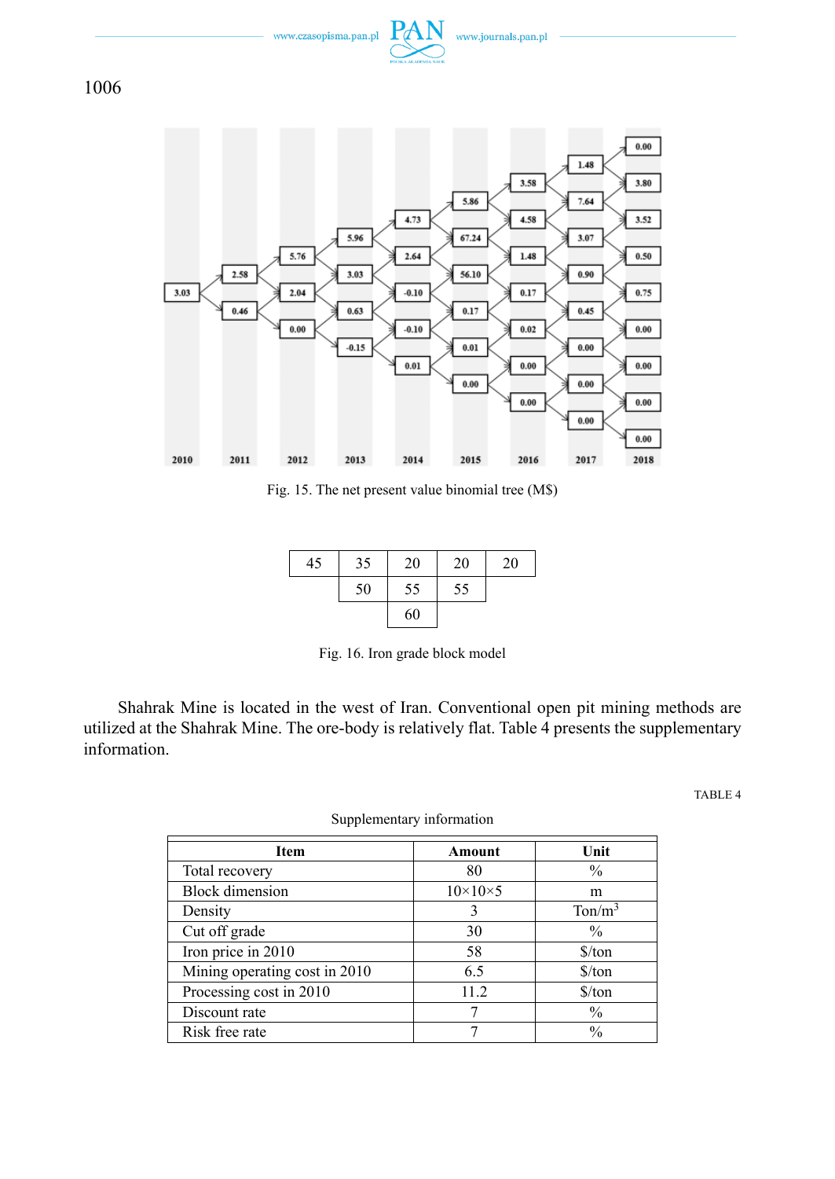Fig. 15. The net present value binomial tree (M$)

| 45 | 35 | 20 | 20 | 20 |
|---|---|---|---|---|
| | 50 | 55 | 55 | |
| | | 60 | | |

Fig. 16. Iron grade block model

Shahrak Mine is located in the west of Iran. Conventional open pit mining methods are utilized at the Shahrak Mine. The ore-body is relatively flat. Table 4 presents the supplementary information.

TABLE 4

Supplementary information

| Item | Amount | Unit |
|---|---|---|
| Total recovery | 80 | % |
| Block dimension | 10×10×5 | m |
| Density | 3 | Ton/m$^3$ |
| Cut off grade | 30 | % |
| Iron price in 2010 | 58 | $/ton |
| Mining operating cost in 2010 | 6.5 | $/ton |
| Processing cost in 2010 | 11.2 | $/ton |
| Discount rate | 7 | % |
| Risk free rate | 7 | % |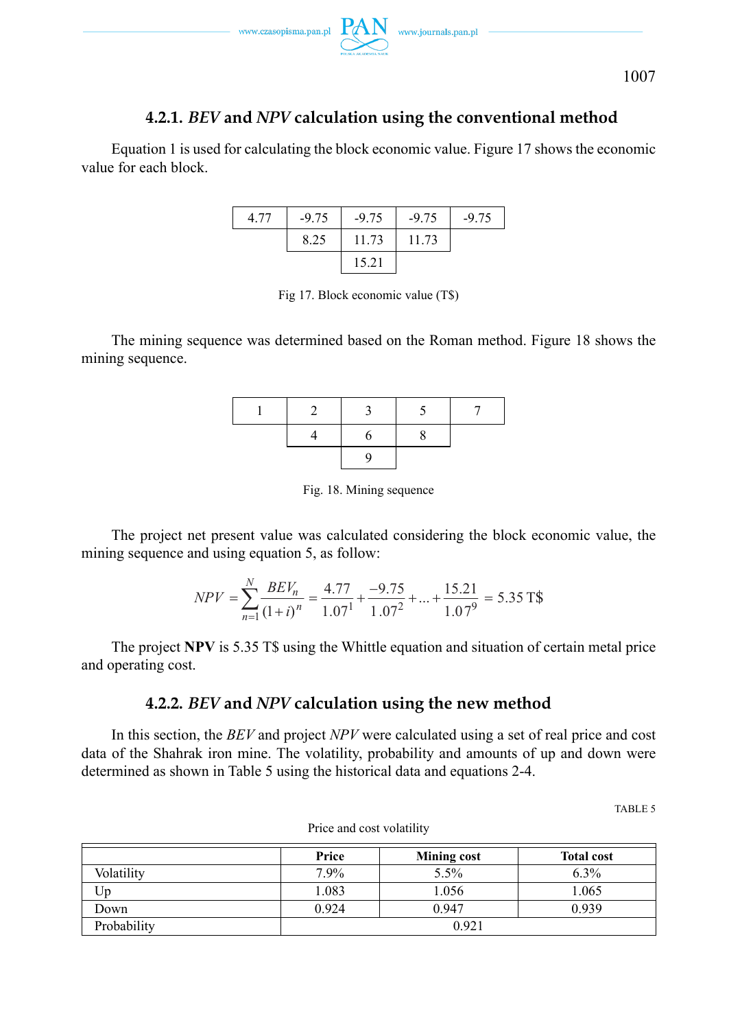#### 4.2.1. *BEV* and *NPV* calculation using the conventional method

Equation 1 is used for calculating the block economic value. Figure 17 shows the economic value for each block.

| 4.77 | -9.75 | -9.75 | -9.75 | -9.75 |
|---|---|---|---|---|
| | 8.25 | 11.73 | 11.73 | |
| | | 15.21 | | |

Fig 17. Block economic value (T$)

The mining sequence was determined based on the Roman method. Figure 18 shows the mining sequence.

| 1 | 2 | 3 | 5 | 7 |
|---|---|---|---|---|
| | 4 | 6 | 8 | |
| | | 9 | | |

Fig. 18. Mining sequence

The project net present value was calculated considering the block economic value, the mining sequence and using equation 5, as follow:

$$NPV = \sum_{n=1}^{N} \frac{BEV_n}{(1+i)^n} = \frac{4.77}{1.07^1} + \frac{-9.75}{1.07^2} + \ldots + \frac{15.21}{1.07^9} = 5.35 \text{ T\$}$$

The project **NPV** is 5.35 T$ using the Whittle equation and situation of certain metal price and operating cost.

#### 4.2.2. *BEV* and *NPV* calculation using the new method

In this section, the *BEV* and project *NPV* were calculated using a set of real price and cost data of the Shahrak iron mine. The volatility, probability and amounts of up and down were determined as shown in Table 5 using the historical data and equations 2-4.

TABLE 5

Price and cost volatility

| | Price | Mining cost | Total cost |
|---|---|---|---|
| Volatility | 7.9% | 5.5% | 6.3% |
| Up | 1.083 | 1.056 | 1.065 |
| Down | 0.924 | 0.947 | 0.939 |
| Probability | 0.921 | | |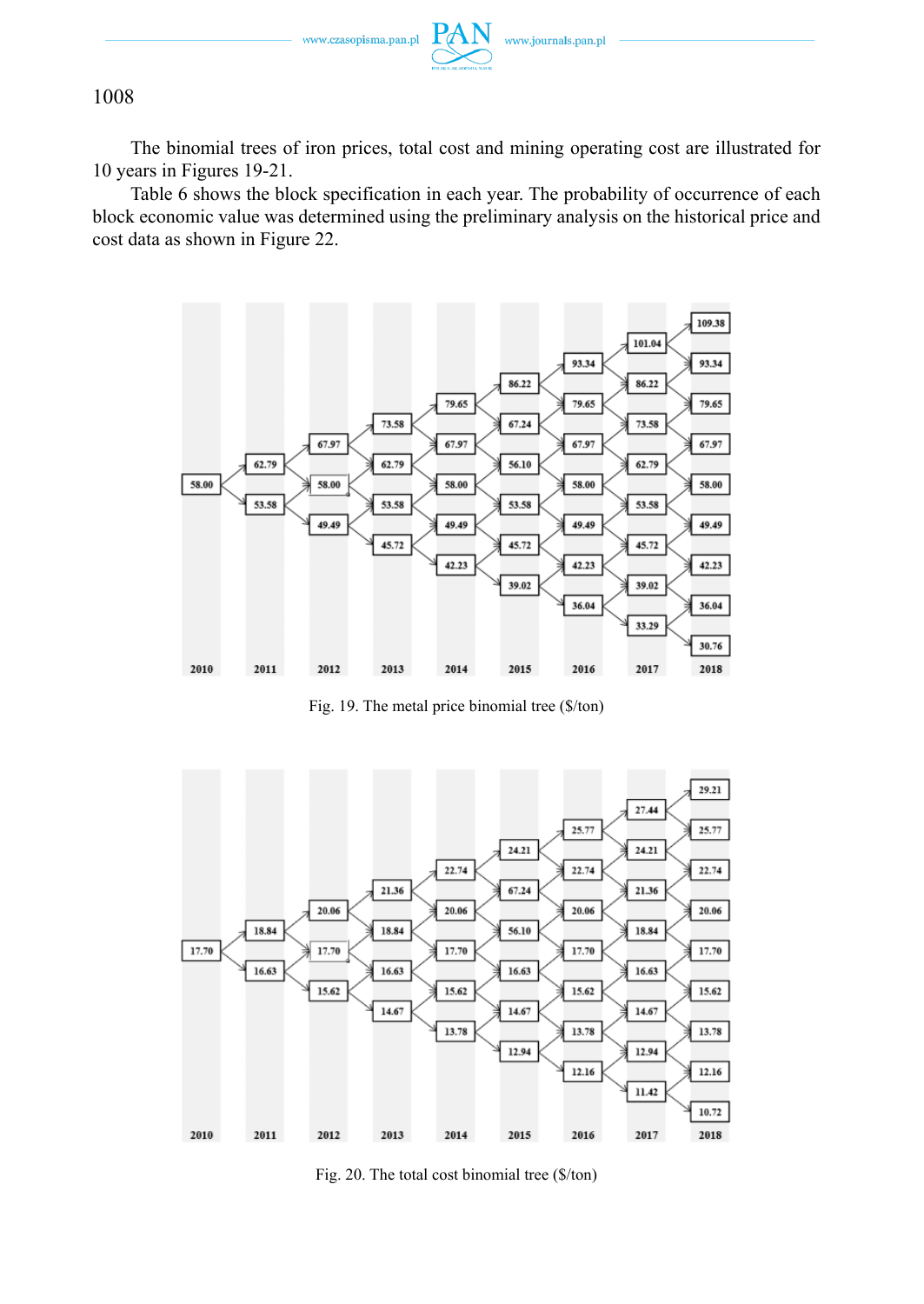The binomial trees of iron prices, total cost and mining operating cost are illustrated for 10 years in Figures 19-21.

Table 6 shows the block specification in each year. The probability of occurrence of each block economic value was determined using the preliminary analysis on the historical price and cost data as shown in Figure 22.

Fig. 19. The metal price binomial tree ($/ton)

Fig. 20. The total cost binomial tree ($/ton)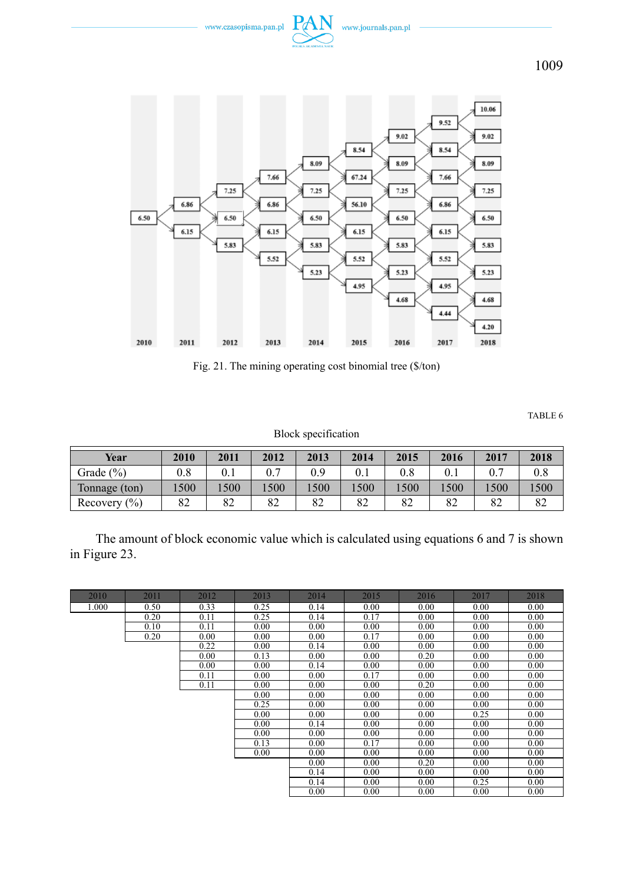Fig. 21. The mining operating cost binomial tree ($/ton)

TABLE 6

Block specification

| Year | 2010 | 2011 | 2012 | 2013 | 2014 | 2015 | 2016 | 2017 | 2018 |
|---|---|---|---|---|---|---|---|---|---|
| Grade (%) | 0.8 | 0.1 | 0.7 | 0.9 | 0.1 | 0.8 | 0.1 | 0.7 | 0.8 |
| Tonnage (ton) | 1500 | 1500 | 1500 | 1500 | 1500 | 1500 | 1500 | 1500 | 1500 |
| Recovery (%) | 82 | 82 | 82 | 82 | 82 | 82 | 82 | 82 | 82 |

The amount of block economic value which is calculated using equations 6 and 7 is shown in Figure 23.

| 2010 | 2011 | 2012 | 2013 | 2014 | 2015 | 2016 | 2017 | 2018 |
|---|---|---|---|---|---|---|---|---|
| 1.000 | 0.50 | 0.33 | 0.25 | 0.14 | 0.00 | 0.00 | 0.00 | 0.00 |
| | 0.20 | 0.11 | 0.25 | 0.14 | 0.17 | 0.00 | 0.00 | 0.00 |
| | 0.10 | 0.11 | 0.00 | 0.00 | 0.00 | 0.00 | 0.00 | 0.00 |
| | 0.20 | 0.00 | 0.00 | 0.00 | 0.17 | 0.00 | 0.00 | 0.00 |
| | | 0.22 | 0.00 | 0.14 | 0.00 | 0.00 | 0.00 | 0.00 |
| | | 0.00 | 0.13 | 0.00 | 0.00 | 0.20 | 0.00 | 0.00 |
| | | 0.00 | 0.00 | 0.14 | 0.00 | 0.00 | 0.00 | 0.00 |
| | | 0.11 | 0.00 | 0.00 | 0.17 | 0.00 | 0.00 | 0.00 |
| | | 0.11 | 0.00 | 0.00 | 0.00 | 0.20 | 0.00 | 0.00 |
| | | | 0.00 | 0.00 | 0.00 | 0.00 | 0.00 | 0.00 |
| | | | 0.25 | 0.00 | 0.00 | 0.00 | 0.00 | 0.00 |
| | | | 0.00 | 0.00 | 0.00 | 0.00 | 0.25 | 0.00 |
| | | | 0.00 | 0.14 | 0.00 | 0.00 | 0.00 | 0.00 |
| | | | 0.00 | 0.00 | 0.00 | 0.00 | 0.00 | 0.00 |
| | | | 0.13 | 0.00 | 0.17 | 0.00 | 0.00 | 0.00 |
| | | | 0.00 | 0.00 | 0.00 | 0.00 | 0.00 | 0.00 |
| | | | | 0.00 | 0.00 | 0.20 | 0.00 | 0.00 |
| | | | | 0.14 | 0.00 | 0.00 | 0.00 | 0.00 |
| | | | | 0.14 | 0.00 | 0.00 | 0.25 | 0.00 |
| | | | | 0.00 | 0.00 | 0.00 | 0.00 | 0.00 |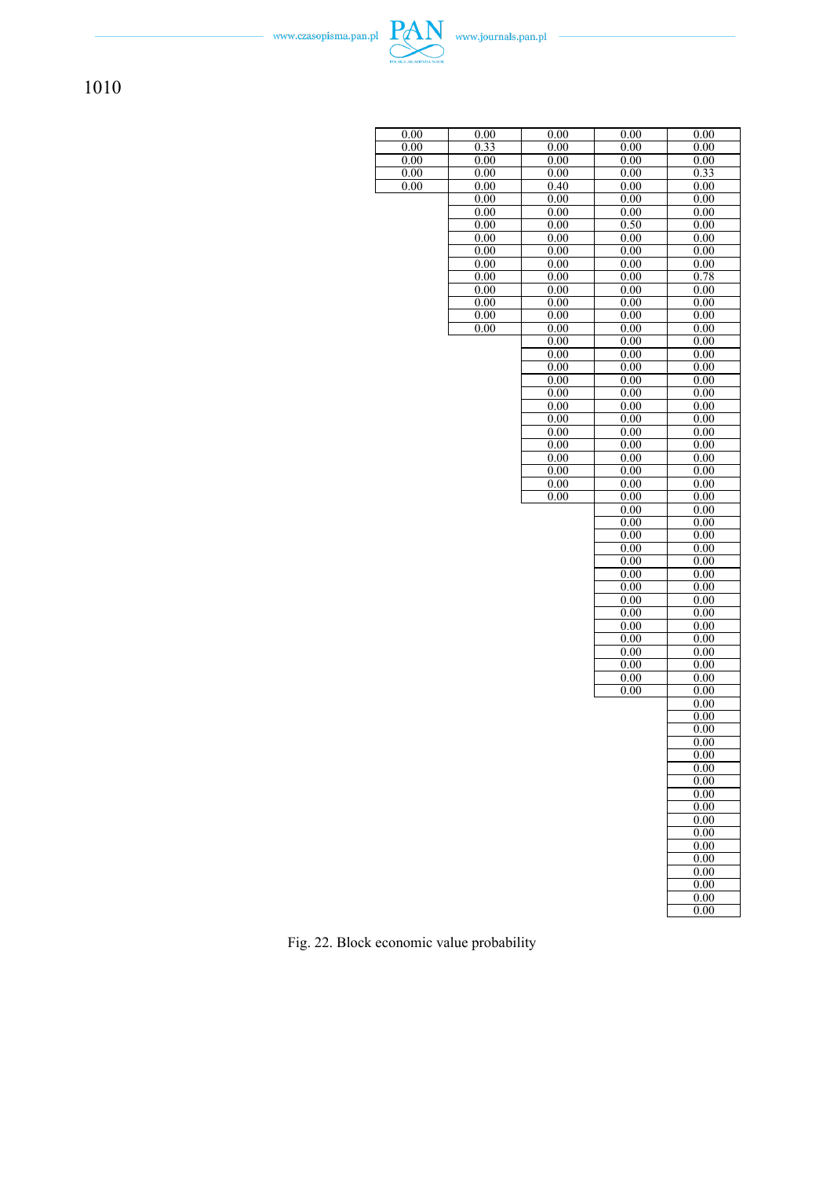| | | | | |
|---|---|---|---|---|
| 0.00 | 0.00 | 0.00 | 0.00 | 0.00 |
| 0.00 | 0.33 | 0.00 | 0.00 | 0.00 |
| 0.00 | 0.00 | 0.00 | 0.00 | 0.00 |
| 0.00 | 0.00 | 0.00 | 0.00 | 0.33 |
| 0.00 | 0.00 | 0.40 | 0.00 | 0.00 |
| | 0.00 | 0.00 | 0.00 | 0.00 |
| | 0.00 | 0.00 | 0.00 | 0.00 |
| | 0.00 | 0.00 | 0.50 | 0.00 |
| | 0.00 | 0.00 | 0.00 | 0.00 |
| | 0.00 | 0.00 | 0.00 | 0.00 |
| | 0.00 | 0.00 | 0.00 | 0.00 |
| | 0.00 | 0.00 | 0.00 | 0.78 |
| | 0.00 | 0.00 | 0.00 | 0.00 |
| | 0.00 | 0.00 | 0.00 | 0.00 |
| | 0.00 | 0.00 | 0.00 | 0.00 |
| | 0.00 | 0.00 | 0.00 | 0.00 |
| | | 0.00 | 0.00 | 0.00 |
| | | 0.00 | 0.00 | 0.00 |
| | | 0.00 | 0.00 | 0.00 |
| | | 0.00 | 0.00 | 0.00 |
| | | 0.00 | 0.00 | 0.00 |
| | | 0.00 | 0.00 | 0.00 |
| | | 0.00 | 0.00 | 0.00 |
| | | 0.00 | 0.00 | 0.00 |
| | | 0.00 | 0.00 | 0.00 |
| | | 0.00 | 0.00 | 0.00 |
| | | 0.00 | 0.00 | 0.00 |
| | | 0.00 | 0.00 | 0.00 |
| | | 0.00 | 0.00 | 0.00 |
| | | | 0.00 | 0.00 |
| | | | 0.00 | 0.00 |
| | | | 0.00 | 0.00 |
| | | | 0.00 | 0.00 |
| | | | 0.00 | 0.00 |
| | | | 0.00 | 0.00 |
| | | | 0.00 | 0.00 |
| | | | 0.00 | 0.00 |
| | | | 0.00 | 0.00 |
| | | | 0.00 | 0.00 |
| | | | 0.00 | 0.00 |
| | | | 0.00 | 0.00 |
| | | | 0.00 | 0.00 |
| | | | 0.00 | 0.00 |
| | | | 0.00 | 0.00 |
| | | | | 0.00 |
| | | | | 0.00 |
| | | | | 0.00 |
| | | | | 0.00 |
| | | | | 0.00 |
| | | | | 0.00 |
| | | | | 0.00 |
| | | | | 0.00 |
| | | | | 0.00 |
| | | | | 0.00 |
| | | | | 0.00 |
| | | | | 0.00 |
| | | | | 0.00 |
| | | | | 0.00 |
| | | | | 0.00 |
| | | | | 0.00 |
| | | | | 0.00 |

Fig. 22. Block economic value probability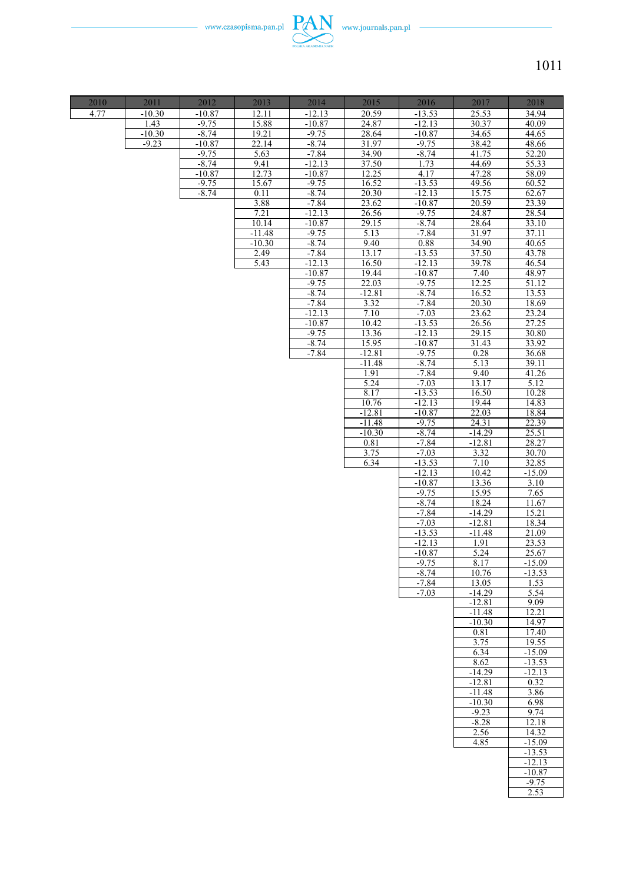| 2010 | 2011 | 2012 | 2013 | 2014 | 2015 | 2016 | 2017 | 2018 |
|---|---|---|---|---|---|---|---|---|
| 4.77 | -10.30 | -10.87 | 12.11 | -12.13 | 20.59 | -13.53 | 25.53 | 34.94 |
| | 1.43 | -9.75 | 15.88 | -10.87 | 24.87 | -12.13 | 30.37 | 40.09 |
| | -10.30 | -8.74 | 19.21 | -9.75 | 28.64 | -10.87 | 34.65 | 44.65 |
| | -9.23 | -10.87 | 22.14 | -8.74 | 31.97 | -9.75 | 38.42 | 48.66 |
| | | -9.75 | 5.63 | -7.84 | 34.90 | -8.74 | 41.75 | 52.20 |
| | | -8.74 | 9.41 | -12.13 | 37.50 | 1.73 | 44.69 | 55.33 |
| | | -10.87 | 12.73 | -10.87 | 12.25 | 4.17 | 47.28 | 58.09 |
| | | -9.75 | 15.67 | -9.75 | 16.52 | -13.53 | 49.56 | 60.52 |
| | | -8.74 | 0.11 | -8.74 | 20.30 | -12.13 | 15.75 | 62.67 |
| | | | 3.88 | -7.84 | 23.62 | -10.87 | 20.59 | 23.39 |
| | | | 7.21 | -12.13 | 26.56 | -9.75 | 24.87 | 28.54 |
| | | | 10.14 | -10.87 | 29.15 | -8.74 | 28.64 | 33.10 |
| | | | -11.48 | -9.75 | 5.13 | -7.84 | 31.97 | 37.11 |
| | | | -10.30 | -8.74 | 9.40 | 0.88 | 34.90 | 40.65 |
| | | | 2.49 | -7.84 | 13.17 | -13.53 | 37.50 | 43.78 |
| | | | 5.43 | -12.13 | 16.50 | -12.13 | 39.78 | 46.54 |
| | | | | -10.87 | 19.44 | -10.87 | 7.40 | 48.97 |
| | | | | -9.75 | 22.03 | -9.75 | 12.25 | 51.12 |
| | | | | -8.74 | -12.81 | -8.74 | 16.52 | 13.53 |
| | | | | -7.84 | 3.32 | -7.84 | 20.30 | 18.69 |
| | | | | -12.13 | 7.10 | -7.03 | 23.62 | 23.24 |
| | | | | -10.87 | 10.42 | -13.53 | 26.56 | 27.25 |
| | | | | -9.75 | 13.36 | -12.13 | 29.15 | 30.80 |
| | | | | -8.74 | 15.95 | -10.87 | 31.43 | 33.92 |
| | | | | -7.84 | -12.81 | -9.75 | 0.28 | 36.68 |
| | | | | | -11.48 | -8.74 | 5.13 | 39.11 |
| | | | | | 1.91 | -7.84 | 9.40 | 41.26 |
| | | | | | 5.24 | -7.03 | 13.17 | 5.12 |
| | | | | | 8.17 | -13.53 | 16.50 | 10.28 |
| | | | | | 10.76 | -12.13 | 19.44 | 14.83 |
| | | | | | -12.81 | -10.87 | 22.03 | 18.84 |
| | | | | | -11.48 | -9.75 | 24.31 | 22.39 |
| | | | | | -10.30 | -8.74 | -14.29 | 25.51 |
| | | | | | 0.81 | -7.84 | -12.81 | 28.27 |
| | | | | | 3.75 | -7.03 | 3.32 | 30.70 |
| | | | | | 6.34 | -13.53 | 7.10 | 32.85 |
| | | | | | | -12.13 | 10.42 | -15.09 |
| | | | | | | -10.87 | 13.36 | 3.10 |
| | | | | | | -9.75 | 15.95 | 7.65 |
| | | | | | | -8.74 | 18.24 | 11.67 |
| | | | | | | -7.84 | -14.29 | 15.21 |
| | | | | | | -7.03 | -12.81 | 18.34 |
| | | | | | | -13.53 | -11.48 | 21.09 |
| | | | | | | -12.13 | 1.91 | 23.53 |
| | | | | | | -10.87 | 5.24 | 25.67 |
| | | | | | | -9.75 | 8.17 | -15.09 |
| | | | | | | -8.74 | 10.76 | -13.53 |
| | | | | | | -7.84 | 13.05 | 1.53 |
| | | | | | | -7.03 | -14.29 | 5.54 |
| | | | | | | | -12.81 | 9.09 |
| | | | | | | | -11.48 | 12.21 |
| | | | | | | | -10.30 | 14.97 |
| | | | | | | | 0.81 | 17.40 |
| | | | | | | | 3.75 | 19.55 |
| | | | | | | | 6.34 | -15.09 |
| | | | | | | | 8.62 | -13.53 |
| | | | | | | | -14.29 | -12.13 |
| | | | | | | | -12.81 | 0.32 |
| | | | | | | | -11.48 | 3.86 |
| | | | | | | | -10.30 | 6.98 |
| | | | | | | | -9.23 | 9.74 |
| | | | | | | | -8.28 | 12.18 |
| | | | | | | | 2.56 | 14.32 |
| | | | | | | | 4.85 | -15.09 |
| | | | | | | | | -13.53 |
| | | | | | | | | -12.13 |
| | | | | | | | | -10.87 |
| | | | | | | | | -9.75 |
| | | | | | | | | 2.53 |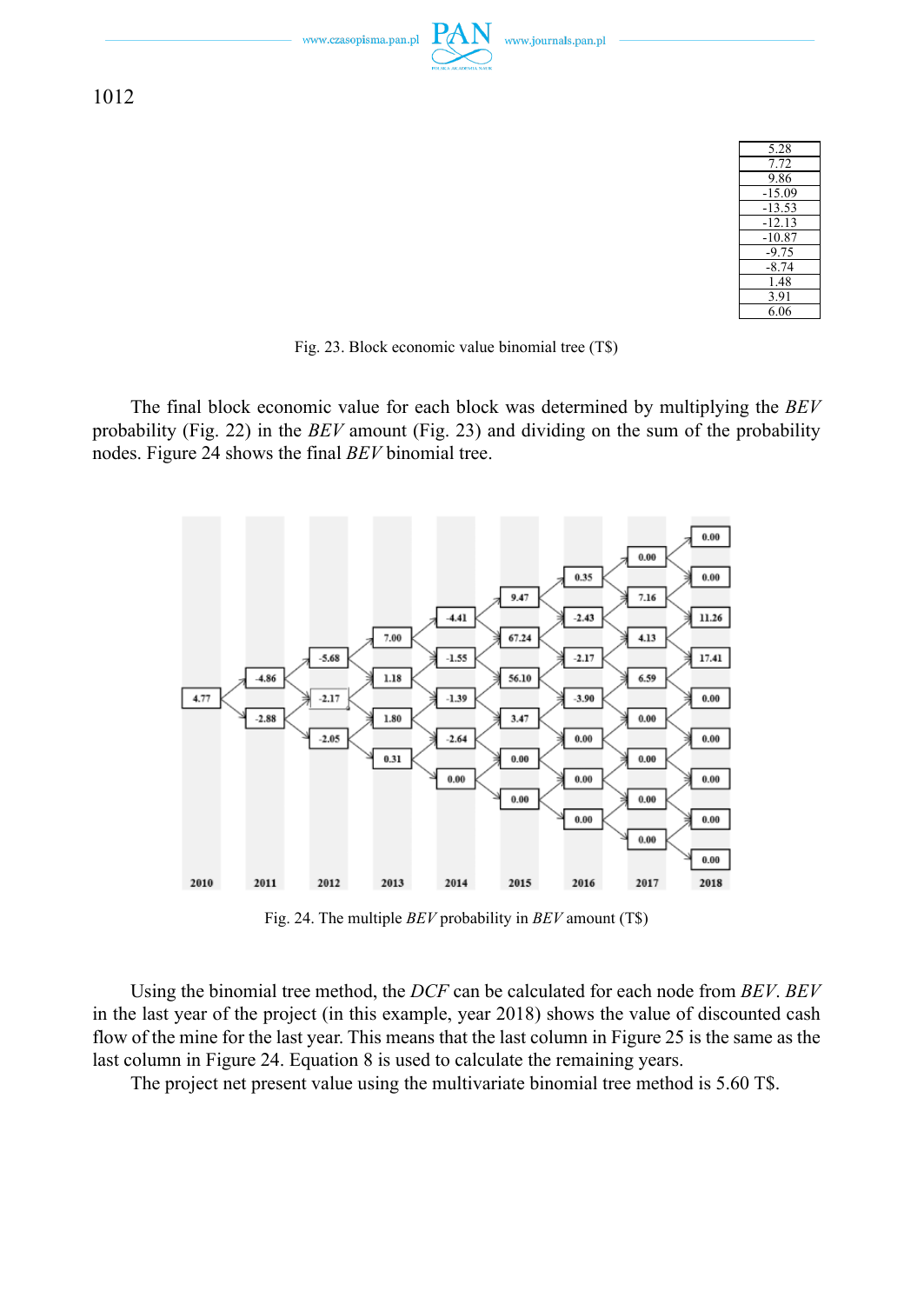| 5.28 |
|---|
| 7.72 |
| 9.86 |
| -15.09 |
| -13.53 |
| -12.13 |
| -10.87 |
| -9.75 |
| -8.74 |
| 1.48 |
| 3.91 |
| 6.06 |

Fig. 23. Block economic value binomial tree (T$)

The final block economic value for each block was determined by multiplying the *BEV* probability (Fig. 22) in the *BEV* amount (Fig. 23) and dividing on the sum of the probability nodes. Figure 24 shows the final *BEV* binomial tree.

| 2010 | 2011 | 2012 | 2013 | 2014 | 2015 | 2016 | 2017 | 2018 |
|---|---|---|---|---|---|---|---|---|
| 4.77 | -4.86 | -5.68 | 7.00 | -4.41 | 9.47 | 0.35 | 0.00 | 0.00 |
| | -2.88 | -2.17 | 1.18 | -1.55 | 67.24 | -2.43 | 7.16 | 0.00 |
| | | -2.05 | 1.80 | -1.39 | 56.10 | -2.17 | 4.13 | 11.26 |
| | | | 0.31 | -2.64 | 3.47 | -3.90 | 6.59 | 17.41 |
| | | | | 0.00 | 0.00 | 0.00 | 0.00 | 0.00 |
| | | | | | 0.00 | 0.00 | 0.00 | 0.00 |
| | | | | | | 0.00 | 0.00 | 0.00 |
| | | | | | | | 0.00 | 0.00 |
| | | | | | | | | 0.00 |

Fig. 24. The multiple *BEV* probability in *BEV* amount (T$)

Using the binomial tree method, the *DCF* can be calculated for each node from *BEV*. *BEV* in the last year of the project (in this example, year 2018) shows the value of discounted cash flow of the mine for the last year. This means that the last column in Figure 25 is the same as the last column in Figure 24. Equation 8 is used to calculate the remaining years.

The project net present value using the multivariate binomial tree method is 5.60 T$.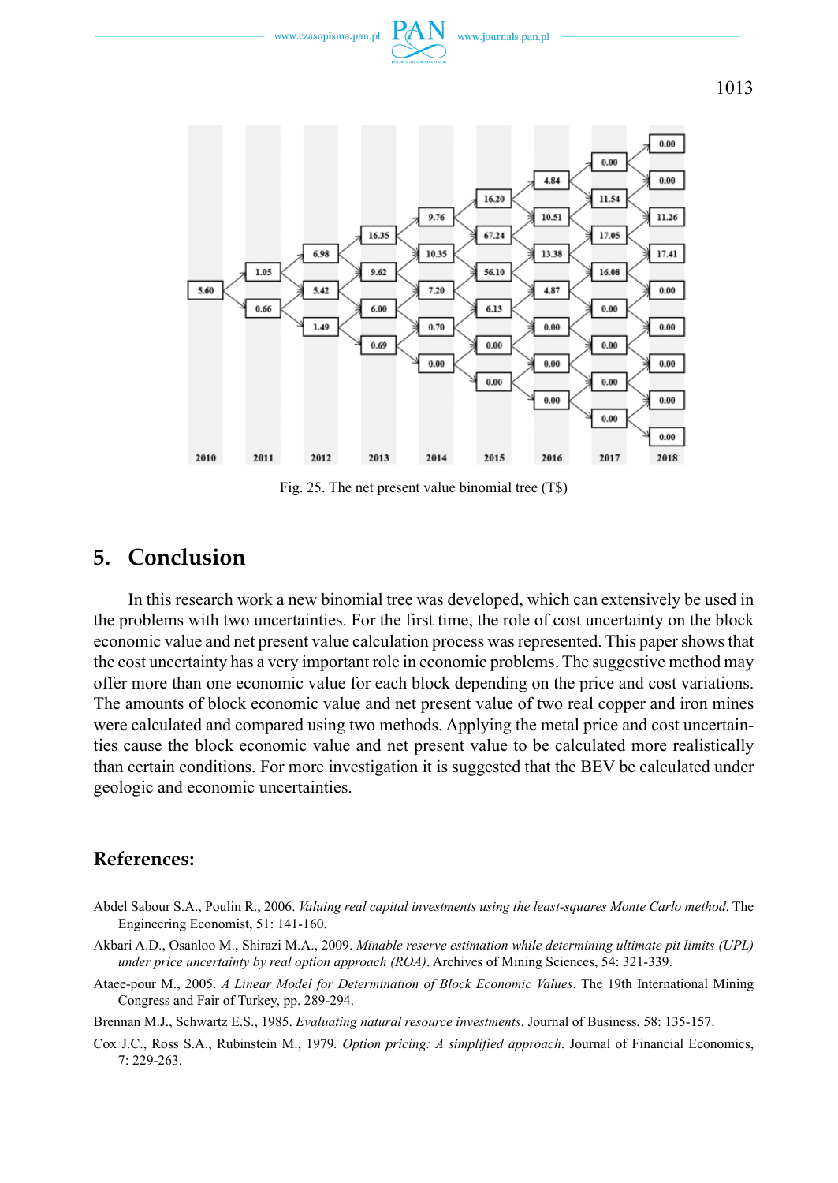Fig. 25. The net present value binomial tree (T$)

## 5. Conclusion

In this research work a new binomial tree was developed, which can extensively be used in the problems with two uncertainties. For the first time, the role of cost uncertainty on the block economic value and net present value calculation process was represented. This paper shows that the cost uncertainty has a very important role in economic problems. The suggestive method may offer more than one economic value for each block depending on the price and cost variations. The amounts of block economic value and net present value of two real copper and iron mines were calculated and compared using two methods. Applying the metal price and cost uncertainties cause the block economic value and net present value to be calculated more realistically than certain conditions. For more investigation it is suggested that the BEV be calculated under geologic and economic uncertainties.

## References:

Abdel Sabour S.A., Poulin R., 2006. *Valuing real capital investments using the least-squares Monte Carlo method*. The Engineering Economist, 51: 141-160.

Akbari A.D., Osanloo M., Shirazi M.A., 2009. *Minable reserve estimation while determining ultimate pit limits (UPL) under price uncertainty by real option approach (ROA)*. Archives of Mining Sciences, 54: 321-339.

Ataee-pour M., 2005. *A Linear Model for Determination of Block Economic Values*. The 19th International Mining Congress and Fair of Turkey, pp. 289-294.

Brennan M.J., Schwartz E.S., 1985. *Evaluating natural resource investments*. Journal of Business, 58: 135-157.

Cox J.C., Ross S.A., Rubinstein M., 1979. *Option pricing: A simplified approach*. Journal of Financial Economics, 7: 229-263.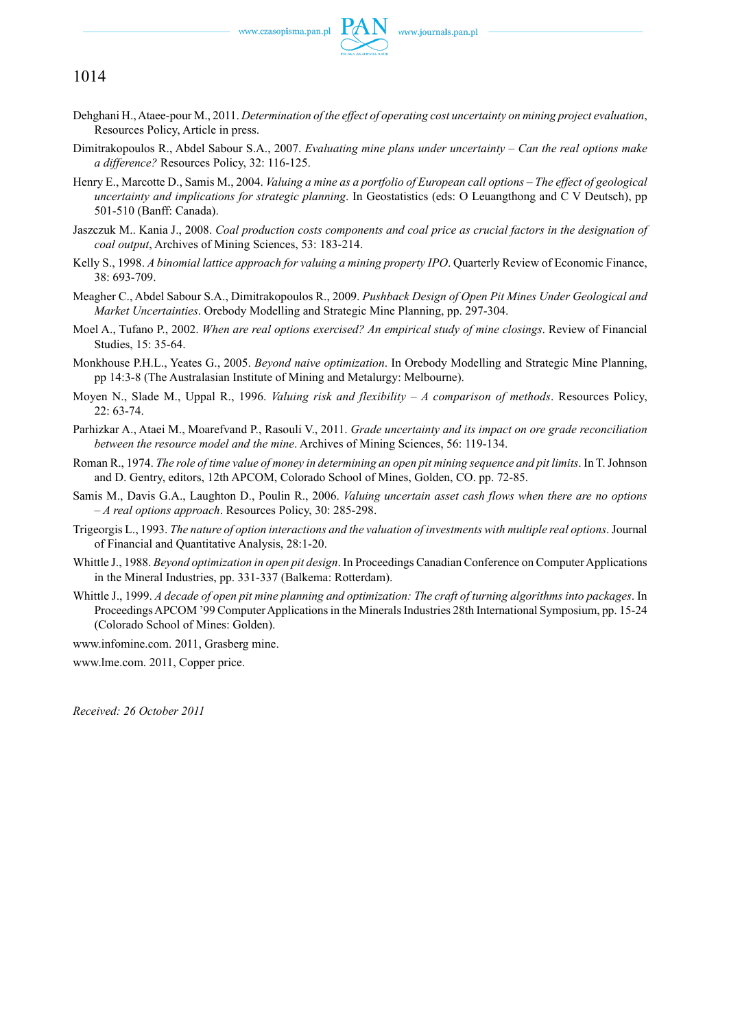Dehghani H., Ataee-pour M., 2011. *Determination of the effect of operating cost uncertainty on mining project evaluation*, Resources Policy, Article in press.

Dimitrakopoulos R., Abdel Sabour S.A., 2007. *Evaluating mine plans under uncertainty – Can the real options make a difference?* Resources Policy, 32: 116-125.

Henry E., Marcotte D., Samis M., 2004. *Valuing a mine as a portfolio of European call options – The effect of geological uncertainty and implications for strategic planning*. In Geostatistics (eds: O Leuangthong and C V Deutsch), pp 501-510 (Banff: Canada).

Jaszczuk M.. Kania J., 2008. *Coal production costs components and coal price as crucial factors in the designation of coal output*, Archives of Mining Sciences, 53: 183-214.

Kelly S., 1998. *A binomial lattice approach for valuing a mining property IPO*. Quarterly Review of Economic Finance, 38: 693-709.

Meagher C., Abdel Sabour S.A., Dimitrakopoulos R., 2009. *Pushback Design of Open Pit Mines Under Geological and Market Uncertainties*. Orebody Modelling and Strategic Mine Planning, pp. 297-304.

Moel A., Tufano P., 2002. *When are real options exercised? An empirical study of mine closings*. Review of Financial Studies, 15: 35-64.

Monkhouse P.H.L., Yeates G., 2005. *Beyond naive optimization*. In Orebody Modelling and Strategic Mine Planning, pp 14:3-8 (The Australasian Institute of Mining and Metalurgy: Melbourne).

Moyen N., Slade M., Uppal R., 1996. *Valuing risk and flexibility – A comparison of methods*. Resources Policy, 22: 63-74.

Parhizkar A., Ataei M., Moarefvand P., Rasouli V., 2011. *Grade uncertainty and its impact on ore grade reconciliation between the resource model and the mine*. Archives of Mining Sciences, 56: 119-134.

Roman R., 1974. *The role of time value of money in determining an open pit mining sequence and pit limits*. In T. Johnson and D. Gentry, editors, 12th APCOM, Colorado School of Mines, Golden, CO. pp. 72-85.

Samis M., Davis G.A., Laughton D., Poulin R., 2006. *Valuing uncertain asset cash flows when there are no options – A real options approach*. Resources Policy, 30: 285-298.

Trigeorgis L., 1993. *The nature of option interactions and the valuation of investments with multiple real options*. Journal of Financial and Quantitative Analysis, 28:1-20.

Whittle J., 1988. *Beyond optimization in open pit design*. In Proceedings Canadian Conference on Computer Applications in the Mineral Industries, pp. 331-337 (Balkema: Rotterdam).

Whittle J., 1999. *A decade of open pit mine planning and optimization: The craft of turning algorithms into packages*. In Proceedings APCOM '99 Computer Applications in the Minerals Industries 28th International Symposium, pp. 15-24 (Colorado School of Mines: Golden).

www.infomine.com. 2011, Grasberg mine.

www.lme.com. 2011, Copper price.

*Received: 26 October 2011*